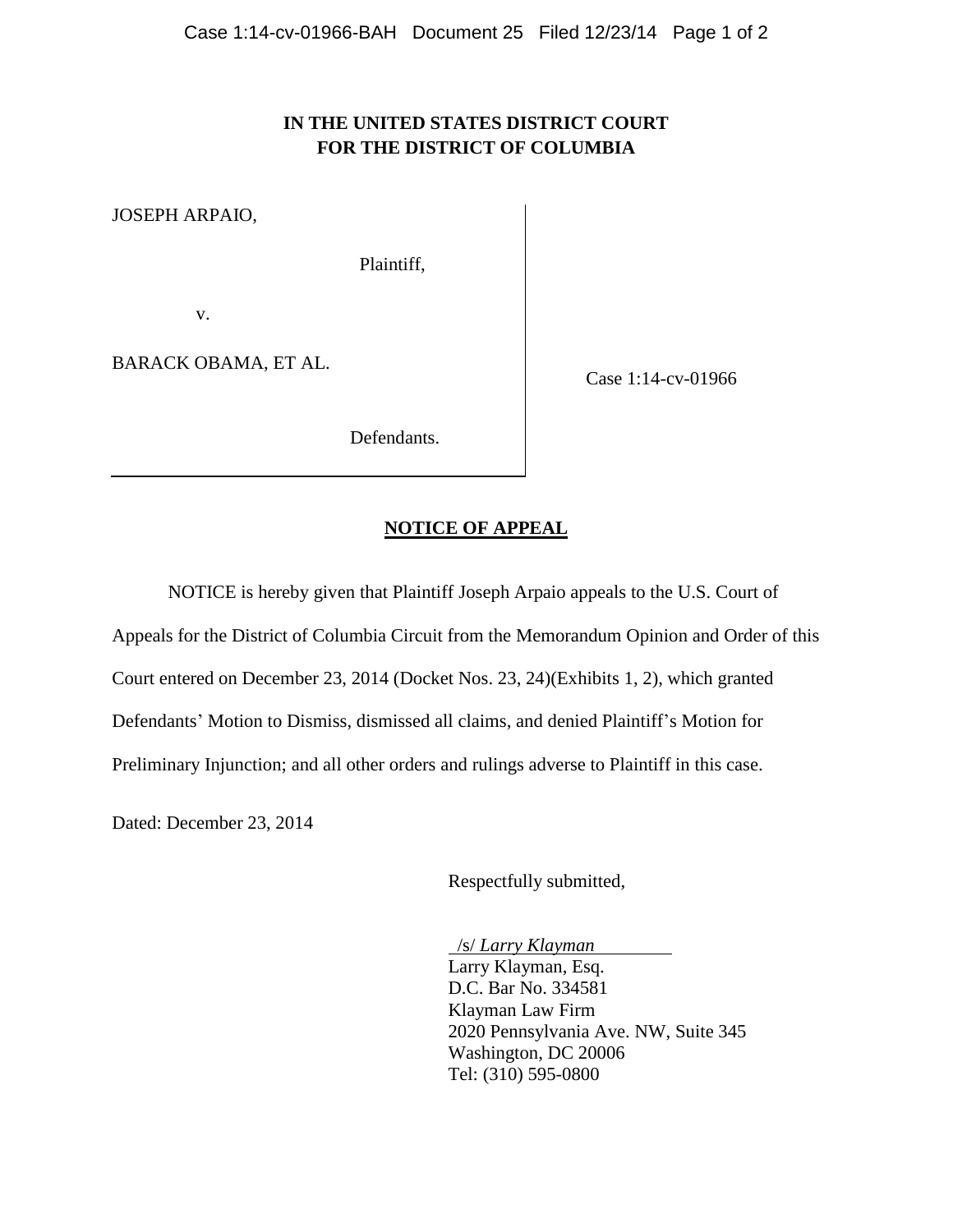**IN THE UNITED STATES DISTRICT COURT**
**FOR THE DISTRICT OF COLUMBIA**

JOSEPH ARPAIO,

Plaintiff,

v.

BARACK OBAMA, ET AL.

Defendants.

Case 1:14-cv-01966

**NOTICE OF APPEAL**

NOTICE is hereby given that Plaintiff Joseph Arpaio appeals to the U.S. Court of Appeals for the District of Columbia Circuit from the Memorandum Opinion and Order of this Court entered on December 23, 2014 (Docket Nos. 23, 24)(Exhibits 1, 2), which granted Defendants' Motion to Dismiss, dismissed all claims, and denied Plaintiff's Motion for Preliminary Injunction; and all other orders and rulings adverse to Plaintiff in this case.

Dated: December 23, 2014

Respectfully submitted,

/s/ *Larry Klayman*
Larry Klayman, Esq.
D.C. Bar No. 334581
Klayman Law Firm
2020 Pennsylvania Ave. NW, Suite 345
Washington, DC 20006
Tel: (310) 595-0800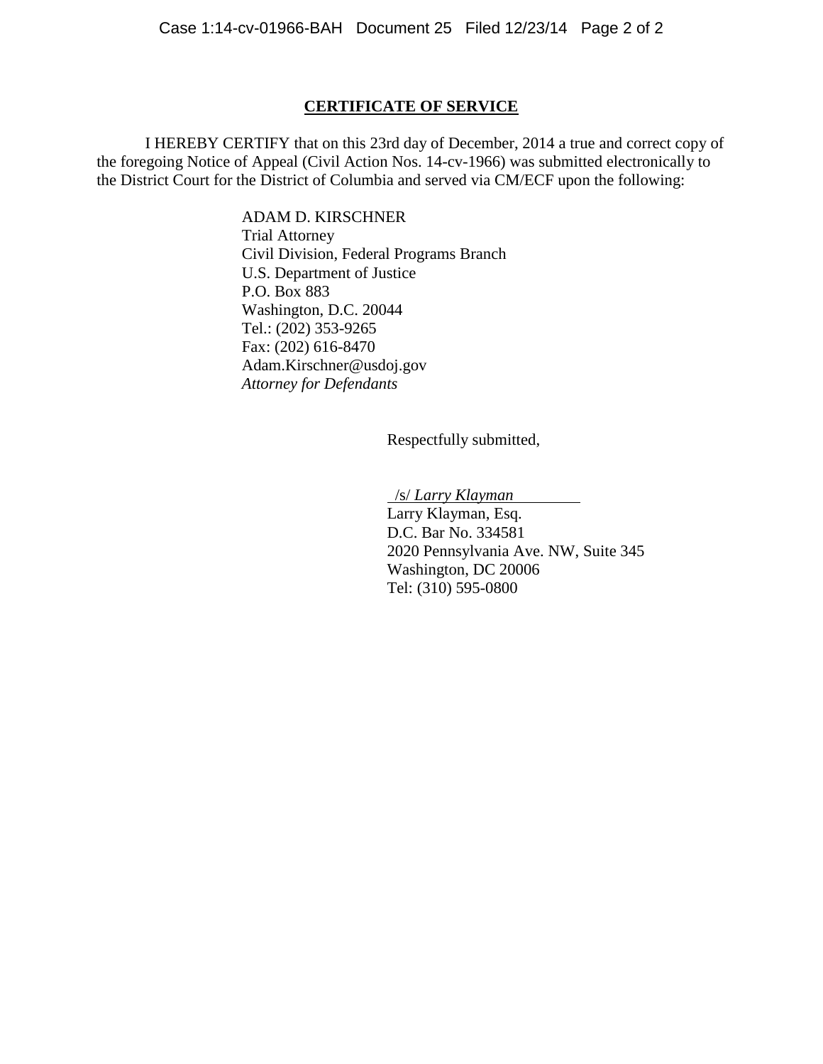## CERTIFICATE OF SERVICE

I HEREBY CERTIFY that on this 23rd day of December, 2014 a true and correct copy of the foregoing Notice of Appeal (Civil Action Nos. 14-cv-1966) was submitted electronically to the District Court for the District of Columbia and served via CM/ECF upon the following:

ADAM D. KIRSCHNER
Trial Attorney
Civil Division, Federal Programs Branch
U.S. Department of Justice
P.O. Box 883
Washington, D.C. 20044
Tel.: (202) 353-9265
Fax: (202) 616-8470
Adam.Kirschner@usdoj.gov
*Attorney for Defendants*

Respectfully submitted,

/s/ *Larry Klayman*
Larry Klayman, Esq.
D.C. Bar No. 334581
2020 Pennsylvania Ave. NW, Suite 345
Washington, DC 20006
Tel: (310) 595-0800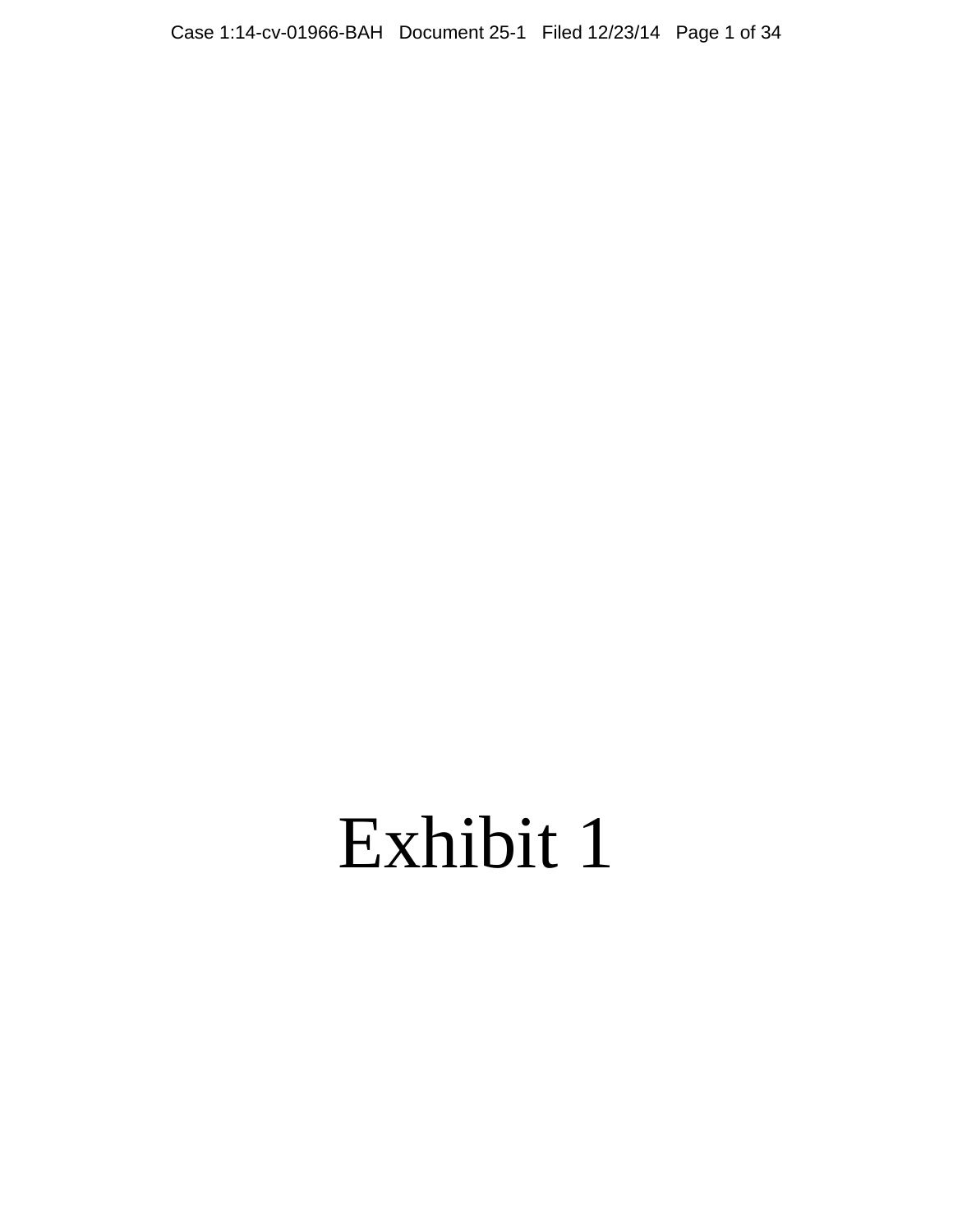# Exhibit 1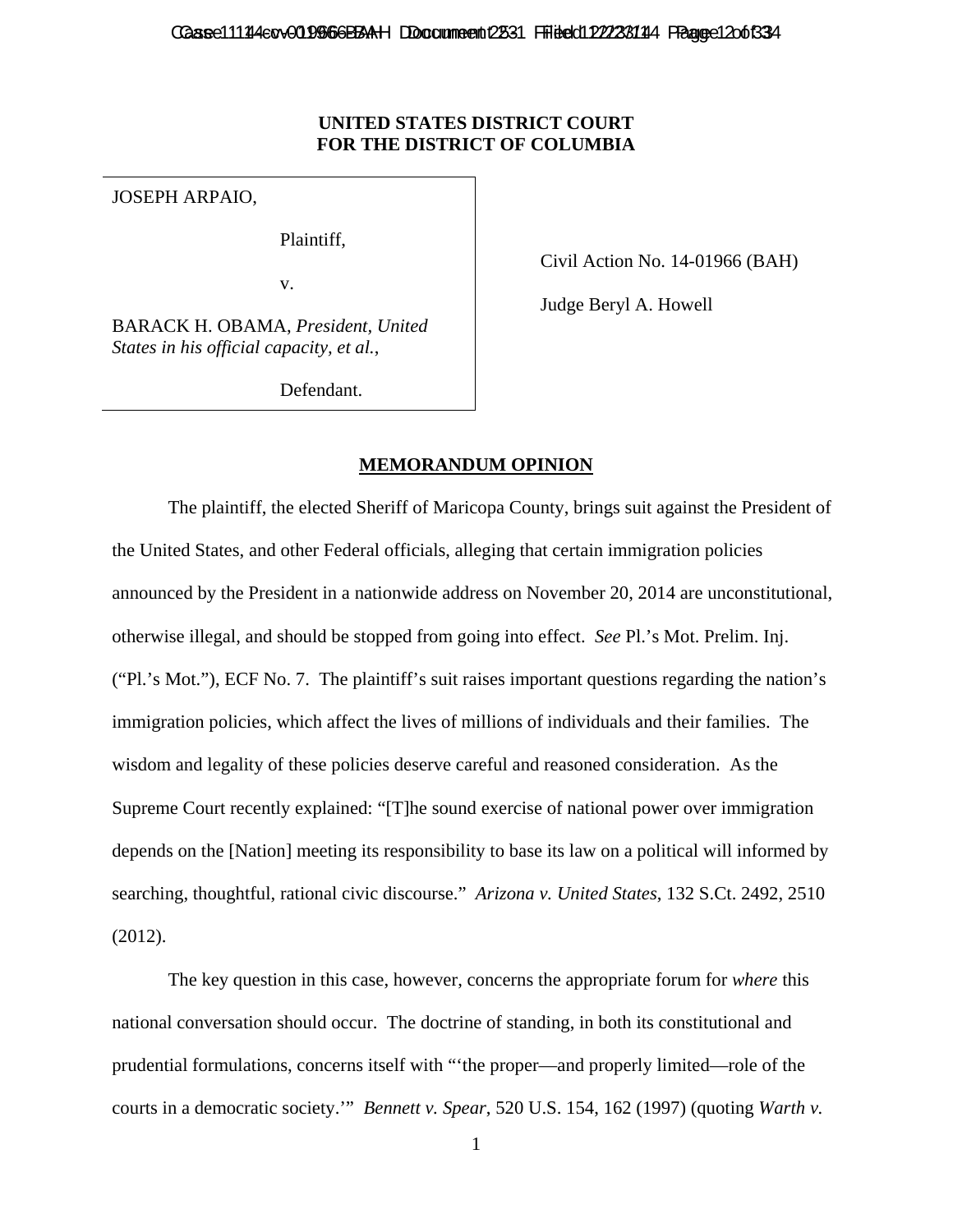**UNITED STATES DISTRICT COURT**
**FOR THE DISTRICT OF COLUMBIA**

| | |
|---|---|
| JOSEPH ARPAIO, <br><br> Plaintiff, <br><br> v. <br><br> BARACK H. OBAMA, *President, United States in his official capacity, et al.*, <br><br> Defendant. | Civil Action No. 14-01966 (BAH) <br><br> Judge Beryl A. Howell |

# MEMORANDUM OPINION

The plaintiff, the elected Sheriff of Maricopa County, brings suit against the President of the United States, and other Federal officials, alleging that certain immigration policies announced by the President in a nationwide address on November 20, 2014 are unconstitutional, otherwise illegal, and should be stopped from going into effect. *See* Pl.'s Mot. Prelim. Inj. ("Pl.'s Mot."), ECF No. 7. The plaintiff's suit raises important questions regarding the nation's immigration policies, which affect the lives of millions of individuals and their families. The wisdom and legality of these policies deserve careful and reasoned consideration. As the Supreme Court recently explained: "[T]he sound exercise of national power over immigration depends on the [Nation] meeting its responsibility to base its law on a political will informed by searching, thoughtful, rational civic discourse." *Arizona v. United States*, 132 S.Ct. 2492, 2510 (2012).

The key question in this case, however, concerns the appropriate forum for *where* this national conversation should occur. The doctrine of standing, in both its constitutional and prudential formulations, concerns itself with "'the proper—and properly limited—role of the courts in a democratic society.'" *Bennett v. Spear*, 520 U.S. 154, 162 (1997) (quoting *Warth v.*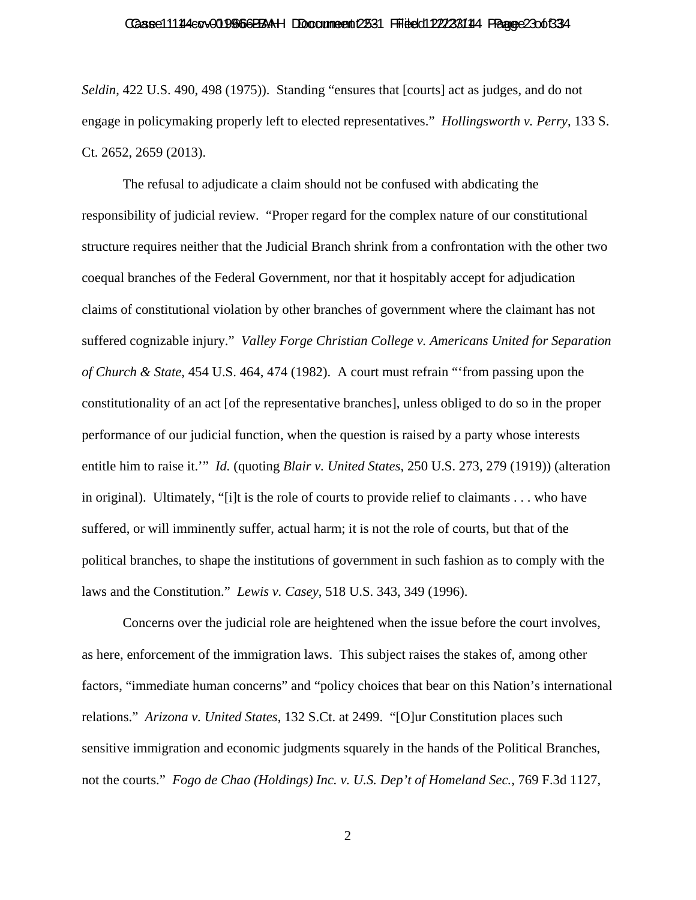*Seldin*, 422 U.S. 490, 498 (1975)). Standing "ensures that [courts] act as judges, and do not engage in policymaking properly left to elected representatives." *Hollingsworth v. Perry*, 133 S. Ct. 2652, 2659 (2013).

The refusal to adjudicate a claim should not be confused with abdicating the responsibility of judicial review. "Proper regard for the complex nature of our constitutional structure requires neither that the Judicial Branch shrink from a confrontation with the other two coequal branches of the Federal Government, nor that it hospitably accept for adjudication claims of constitutional violation by other branches of government where the claimant has not suffered cognizable injury." *Valley Forge Christian College v. Americans United for Separation of Church & State*, 454 U.S. 464, 474 (1982). A court must refrain "'from passing upon the constitutionality of an act [of the representative branches], unless obliged to do so in the proper performance of our judicial function, when the question is raised by a party whose interests entitle him to raise it.'" *Id.* (quoting *Blair v. United States*, 250 U.S. 273, 279 (1919)) (alteration in original). Ultimately, "[i]t is the role of courts to provide relief to claimants . . . who have suffered, or will imminently suffer, actual harm; it is not the role of courts, but that of the political branches, to shape the institutions of government in such fashion as to comply with the laws and the Constitution." *Lewis v. Casey*, 518 U.S. 343, 349 (1996).

Concerns over the judicial role are heightened when the issue before the court involves, as here, enforcement of the immigration laws. This subject raises the stakes of, among other factors, "immediate human concerns" and "policy choices that bear on this Nation's international relations." *Arizona v. United States*, 132 S.Ct. at 2499. "[O]ur Constitution places such sensitive immigration and economic judgments squarely in the hands of the Political Branches, not the courts." *Fogo de Chao (Holdings) Inc. v. U.S. Dep't of Homeland Sec.*, 769 F.3d 1127,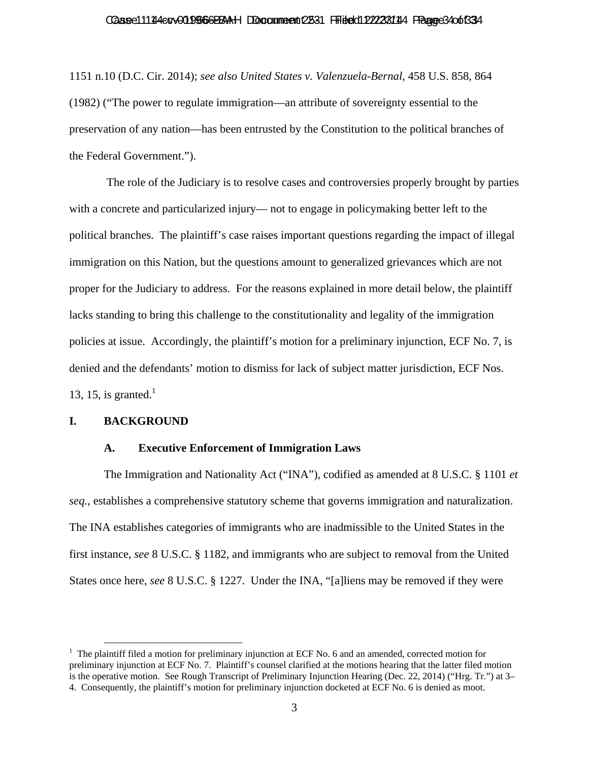1151 n.10 (D.C. Cir. 2014); *see also United States v. Valenzuela-Bernal*, 458 U.S. 858, 864 (1982) ("The power to regulate immigration—an attribute of sovereignty essential to the preservation of any nation—has been entrusted by the Constitution to the political branches of the Federal Government.").

The role of the Judiciary is to resolve cases and controversies properly brought by parties with a concrete and particularized injury— not to engage in policymaking better left to the political branches. The plaintiff's case raises important questions regarding the impact of illegal immigration on this Nation, but the questions amount to generalized grievances which are not proper for the Judiciary to address. For the reasons explained in more detail below, the plaintiff lacks standing to bring this challenge to the constitutionality and legality of the immigration policies at issue. Accordingly, the plaintiff's motion for a preliminary injunction, ECF No. 7, is denied and the defendants' motion to dismiss for lack of subject matter jurisdiction, ECF Nos. 13, 15, is granted.[1]

## I. BACKGROUND

### A. Executive Enforcement of Immigration Laws

The Immigration and Nationality Act ("INA"), codified as amended at 8 U.S.C. § 1101 *et seq.*, establishes a comprehensive statutory scheme that governs immigration and naturalization. The INA establishes categories of immigrants who are inadmissible to the United States in the first instance, *see* 8 U.S.C. § 1182, and immigrants who are subject to removal from the United States once here, *see* 8 U.S.C. § 1227. Under the INA, "[a]liens may be removed if they were

[1] The plaintiff filed a motion for preliminary injunction at ECF No. 6 and an amended, corrected motion for preliminary injunction at ECF No. 7. Plaintiff's counsel clarified at the motions hearing that the latter filed motion is the operative motion. See Rough Transcript of Preliminary Injunction Hearing (Dec. 22, 2014) ("Hrg. Tr.") at 3–4. Consequently, the plaintiff's motion for preliminary injunction docketed at ECF No. 6 is denied as moot.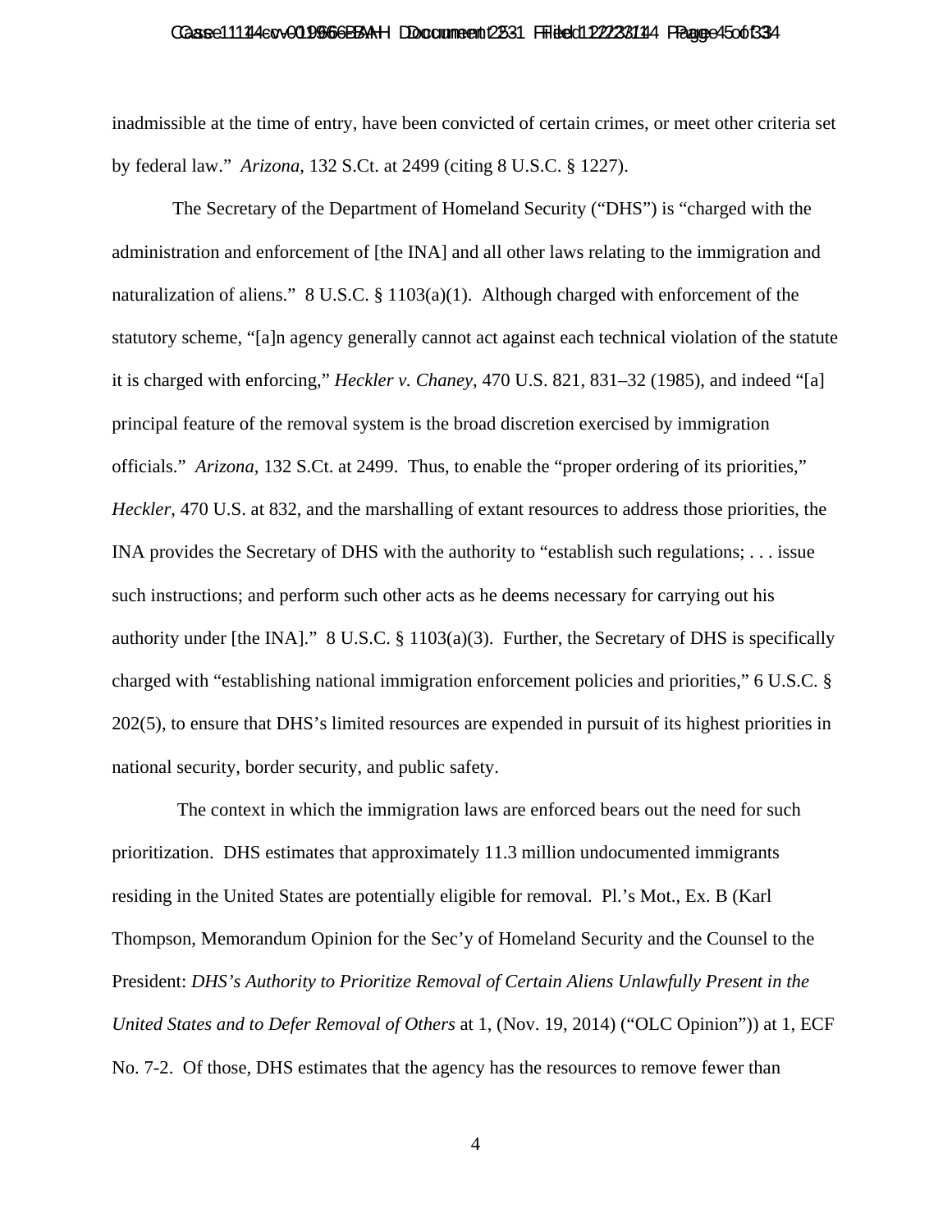inadmissible at the time of entry, have been convicted of certain crimes, or meet other criteria set by federal law." *Arizona*, 132 S.Ct. at 2499 (citing 8 U.S.C. § 1227).

The Secretary of the Department of Homeland Security ("DHS") is "charged with the administration and enforcement of [the INA] and all other laws relating to the immigration and naturalization of aliens." 8 U.S.C. § 1103(a)(1). Although charged with enforcement of the statutory scheme, "[a]n agency generally cannot act against each technical violation of the statute it is charged with enforcing," *Heckler v. Chaney*, 470 U.S. 821, 831–32 (1985), and indeed "[a] principal feature of the removal system is the broad discretion exercised by immigration officials." *Arizona*, 132 S.Ct. at 2499. Thus, to enable the "proper ordering of its priorities," *Heckler*, 470 U.S. at 832, and the marshalling of extant resources to address those priorities, the INA provides the Secretary of DHS with the authority to "establish such regulations; . . . issue such instructions; and perform such other acts as he deems necessary for carrying out his authority under [the INA]." 8 U.S.C. § 1103(a)(3). Further, the Secretary of DHS is specifically charged with "establishing national immigration enforcement policies and priorities," 6 U.S.C. § 202(5), to ensure that DHS's limited resources are expended in pursuit of its highest priorities in national security, border security, and public safety.

The context in which the immigration laws are enforced bears out the need for such prioritization. DHS estimates that approximately 11.3 million undocumented immigrants residing in the United States are potentially eligible for removal. Pl.'s Mot., Ex. B (Karl Thompson, Memorandum Opinion for the Sec'y of Homeland Security and the Counsel to the President: *DHS's Authority to Prioritize Removal of Certain Aliens Unlawfully Present in the United States and to Defer Removal of Others* at 1, (Nov. 19, 2014) ("OLC Opinion")) at 1, ECF No. 7-2. Of those, DHS estimates that the agency has the resources to remove fewer than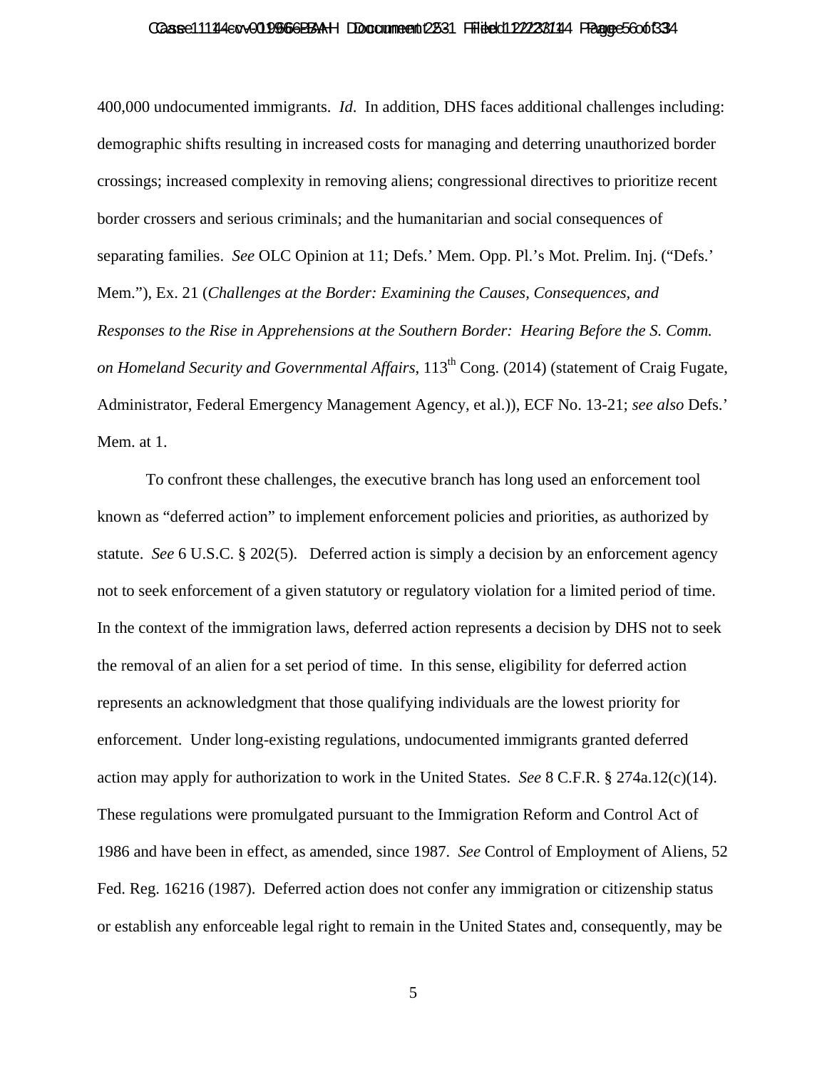400,000 undocumented immigrants. *Id*. In addition, DHS faces additional challenges including: demographic shifts resulting in increased costs for managing and deterring unauthorized border crossings; increased complexity in removing aliens; congressional directives to prioritize recent border crossers and serious criminals; and the humanitarian and social consequences of separating families. *See* OLC Opinion at 11; Defs.' Mem. Opp. Pl.'s Mot. Prelim. Inj. ("Defs.' Mem."), Ex. 21 (*Challenges at the Border: Examining the Causes, Consequences, and Responses to the Rise in Apprehensions at the Southern Border: Hearing Before the S. Comm. on Homeland Security and Governmental Affairs*, 113th Cong. (2014) (statement of Craig Fugate, Administrator, Federal Emergency Management Agency, et al.)), ECF No. 13-21; *see also* Defs.' Mem. at 1.

To confront these challenges, the executive branch has long used an enforcement tool known as "deferred action" to implement enforcement policies and priorities, as authorized by statute. *See* 6 U.S.C. § 202(5). Deferred action is simply a decision by an enforcement agency not to seek enforcement of a given statutory or regulatory violation for a limited period of time. In the context of the immigration laws, deferred action represents a decision by DHS not to seek the removal of an alien for a set period of time. In this sense, eligibility for deferred action represents an acknowledgment that those qualifying individuals are the lowest priority for enforcement. Under long-existing regulations, undocumented immigrants granted deferred action may apply for authorization to work in the United States. *See* 8 C.F.R. § 274a.12(c)(14). These regulations were promulgated pursuant to the Immigration Reform and Control Act of 1986 and have been in effect, as amended, since 1987. *See* Control of Employment of Aliens, 52 Fed. Reg. 16216 (1987). Deferred action does not confer any immigration or citizenship status or establish any enforceable legal right to remain in the United States and, consequently, may be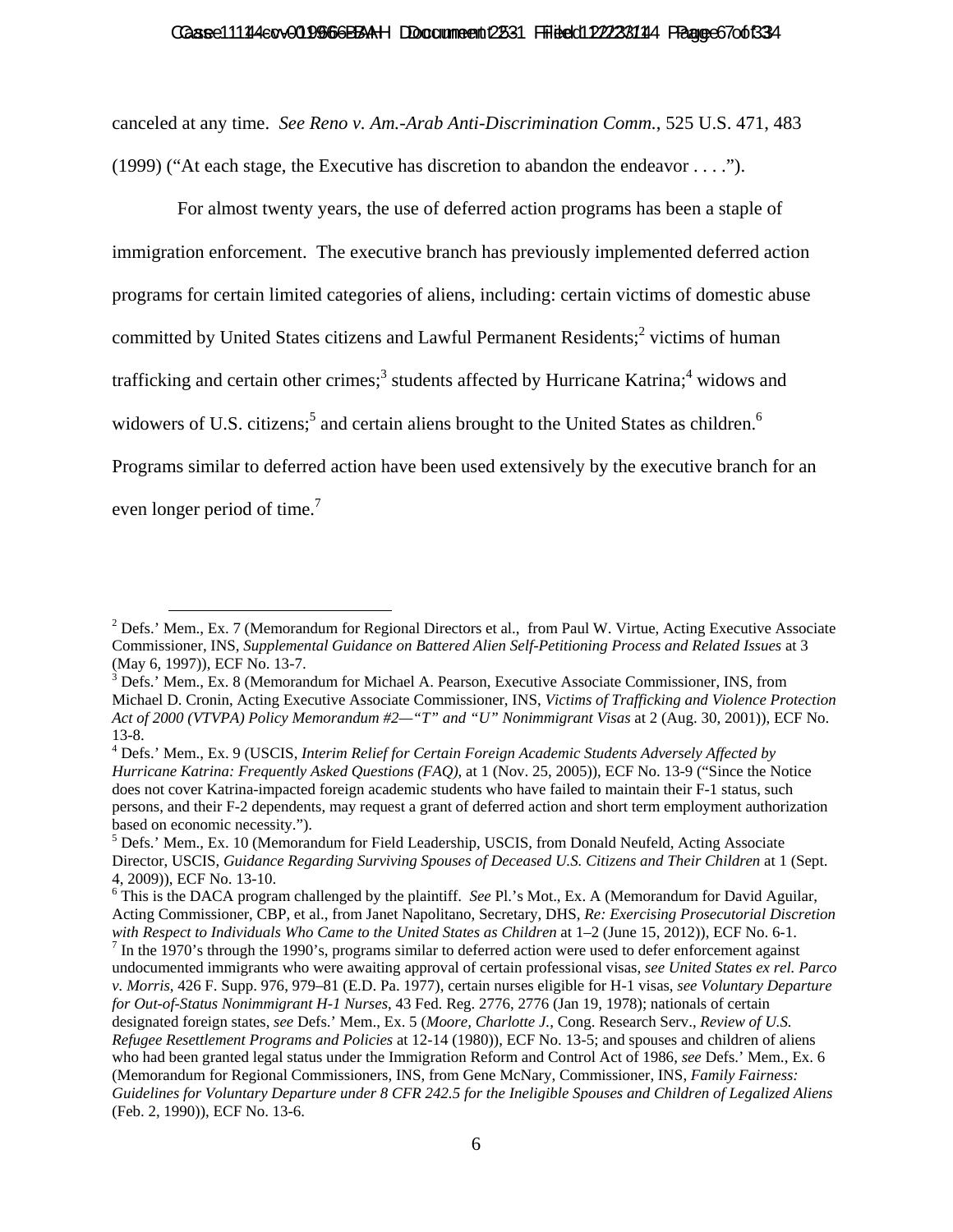canceled at any time. *See Reno v. Am.-Arab Anti-Discrimination Comm.*, 525 U.S. 471, 483 (1999) ("At each stage, the Executive has discretion to abandon the endeavor . . . .").

For almost twenty years, the use of deferred action programs has been a staple of immigration enforcement. The executive branch has previously implemented deferred action programs for certain limited categories of aliens, including: certain victims of domestic abuse committed by United States citizens and Lawful Permanent Residents;[2] victims of human trafficking and certain other crimes;[3] students affected by Hurricane Katrina;[4] widows and widowers of U.S. citizens;[5] and certain aliens brought to the United States as children.[6] Programs similar to deferred action have been used extensively by the executive branch for an even longer period of time.[7]

---

[2] Defs.' Mem., Ex. 7 (Memorandum for Regional Directors et al., from Paul W. Virtue, Acting Executive Associate Commissioner, INS, *Supplemental Guidance on Battered Alien Self-Petitioning Process and Related Issues* at 3 (May 6, 1997)), ECF No. 13-7.

[3] Defs.' Mem., Ex. 8 (Memorandum for Michael A. Pearson, Executive Associate Commissioner, INS, from Michael D. Cronin, Acting Executive Associate Commissioner, INS, *Victims of Trafficking and Violence Protection Act of 2000 (VTVPA) Policy Memorandum #2—"T" and "U" Nonimmigrant Visas* at 2 (Aug. 30, 2001)), ECF No. 13-8.

[4] Defs.' Mem., Ex. 9 (USCIS, *Interim Relief for Certain Foreign Academic Students Adversely Affected by Hurricane Katrina: Frequently Asked Questions (FAQ)*, at 1 (Nov. 25, 2005)), ECF No. 13-9 ("Since the Notice does not cover Katrina-impacted foreign academic students who have failed to maintain their F-1 status, such persons, and their F-2 dependents, may request a grant of deferred action and short term employment authorization based on economic necessity.").

[5] Defs.' Mem., Ex. 10 (Memorandum for Field Leadership, USCIS, from Donald Neufeld, Acting Associate Director, USCIS, *Guidance Regarding Surviving Spouses of Deceased U.S. Citizens and Their Children* at 1 (Sept. 4, 2009)), ECF No. 13-10.

[6] This is the DACA program challenged by the plaintiff. *See* Pl.'s Mot., Ex. A (Memorandum for David Aguilar, Acting Commissioner, CBP, et al., from Janet Napolitano, Secretary, DHS, *Re: Exercising Prosecutorial Discretion with Respect to Individuals Who Came to the United States as Children* at 1–2 (June 15, 2012)), ECF No. 6-1.

[7] In the 1970's through the 1990's, programs similar to deferred action were used to defer enforcement against undocumented immigrants who were awaiting approval of certain professional visas, *see United States ex rel. Parco v. Morris*, 426 F. Supp. 976, 979–81 (E.D. Pa. 1977), certain nurses eligible for H-1 visas, *see Voluntary Departure for Out-of-Status Nonimmigrant H-1 Nurses*, 43 Fed. Reg. 2776, 2776 (Jan 19, 1978); nationals of certain designated foreign states, *see* Defs.' Mem., Ex. 5 (*Moore, Charlotte J.*, Cong. Research Serv., *Review of U.S. Refugee Resettlement Programs and Policies* at 12-14 (1980)), ECF No. 13-5; and spouses and children of aliens who had been granted legal status under the Immigration Reform and Control Act of 1986, *see* Defs.' Mem., Ex. 6 (Memorandum for Regional Commissioners, INS, from Gene McNary, Commissioner, INS, *Family Fairness: Guidelines for Voluntary Departure under 8 CFR 242.5 for the Ineligible Spouses and Children of Legalized Aliens* (Feb. 2, 1990)), ECF No. 13-6.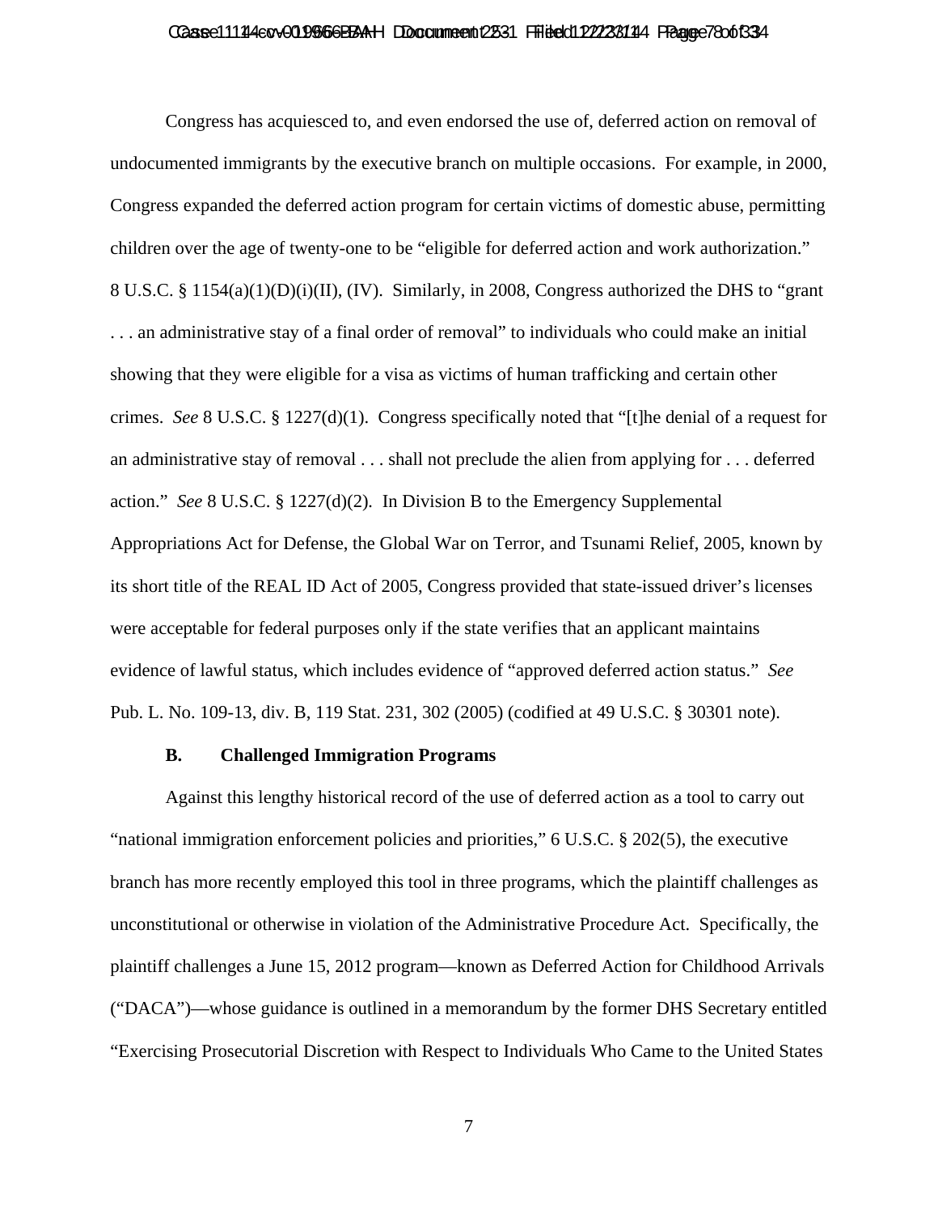Congress has acquiesced to, and even endorsed the use of, deferred action on removal of undocumented immigrants by the executive branch on multiple occasions. For example, in 2000, Congress expanded the deferred action program for certain victims of domestic abuse, permitting children over the age of twenty-one to be "eligible for deferred action and work authorization." 8 U.S.C. § 1154(a)(1)(D)(i)(II), (IV). Similarly, in 2008, Congress authorized the DHS to "grant . . . an administrative stay of a final order of removal" to individuals who could make an initial showing that they were eligible for a visa as victims of human trafficking and certain other crimes. *See* 8 U.S.C. § 1227(d)(1). Congress specifically noted that "[t]he denial of a request for an administrative stay of removal . . . shall not preclude the alien from applying for . . . deferred action." *See* 8 U.S.C. § 1227(d)(2). In Division B to the Emergency Supplemental Appropriations Act for Defense, the Global War on Terror, and Tsunami Relief, 2005, known by its short title of the REAL ID Act of 2005, Congress provided that state-issued driver's licenses were acceptable for federal purposes only if the state verifies that an applicant maintains evidence of lawful status, which includes evidence of "approved deferred action status." *See* Pub. L. No. 109-13, div. B, 119 Stat. 231, 302 (2005) (codified at 49 U.S.C. § 30301 note).

### B. Challenged Immigration Programs

Against this lengthy historical record of the use of deferred action as a tool to carry out "national immigration enforcement policies and priorities," 6 U.S.C. § 202(5), the executive branch has more recently employed this tool in three programs, which the plaintiff challenges as unconstitutional or otherwise in violation of the Administrative Procedure Act. Specifically, the plaintiff challenges a June 15, 2012 program—known as Deferred Action for Childhood Arrivals ("DACA")—whose guidance is outlined in a memorandum by the former DHS Secretary entitled "Exercising Prosecutorial Discretion with Respect to Individuals Who Came to the United States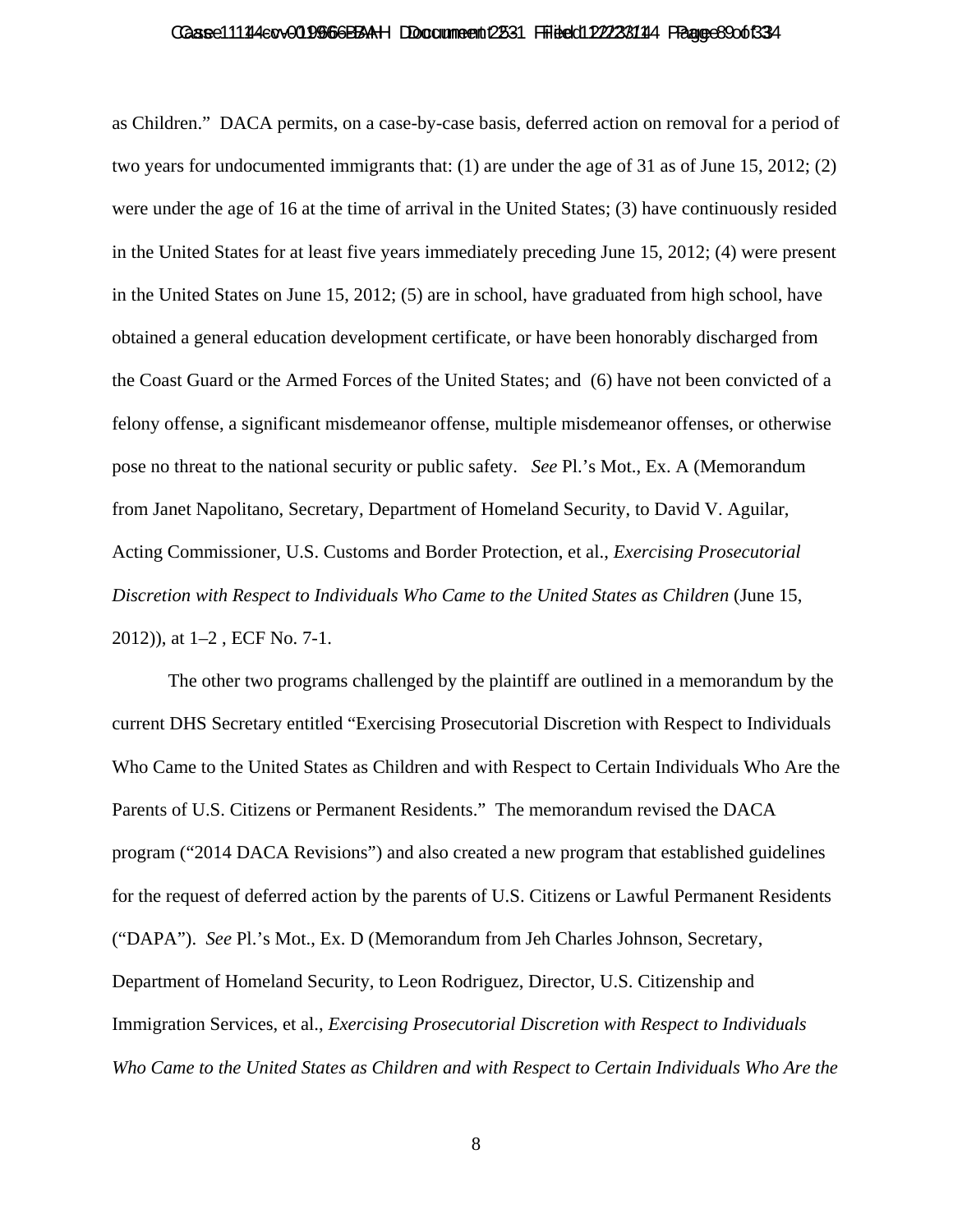as Children." DACA permits, on a case-by-case basis, deferred action on removal for a period of two years for undocumented immigrants that: (1) are under the age of 31 as of June 15, 2012; (2) were under the age of 16 at the time of arrival in the United States; (3) have continuously resided in the United States for at least five years immediately preceding June 15, 2012; (4) were present in the United States on June 15, 2012; (5) are in school, have graduated from high school, have obtained a general education development certificate, or have been honorably discharged from the Coast Guard or the Armed Forces of the United States; and (6) have not been convicted of a felony offense, a significant misdemeanor offense, multiple misdemeanor offenses, or otherwise pose no threat to the national security or public safety. *See* Pl.'s Mot., Ex. A (Memorandum from Janet Napolitano, Secretary, Department of Homeland Security, to David V. Aguilar, Acting Commissioner, U.S. Customs and Border Protection, et al., *Exercising Prosecutorial Discretion with Respect to Individuals Who Came to the United States as Children* (June 15, 2012)), at 1–2 , ECF No. 7-1.

The other two programs challenged by the plaintiff are outlined in a memorandum by the current DHS Secretary entitled "Exercising Prosecutorial Discretion with Respect to Individuals Who Came to the United States as Children and with Respect to Certain Individuals Who Are the Parents of U.S. Citizens or Permanent Residents." The memorandum revised the DACA program ("2014 DACA Revisions") and also created a new program that established guidelines for the request of deferred action by the parents of U.S. Citizens or Lawful Permanent Residents ("DAPA"). *See* Pl.'s Mot., Ex. D (Memorandum from Jeh Charles Johnson, Secretary, Department of Homeland Security, to Leon Rodriguez, Director, U.S. Citizenship and Immigration Services, et al., *Exercising Prosecutorial Discretion with Respect to Individuals Who Came to the United States as Children and with Respect to Certain Individuals Who Are the*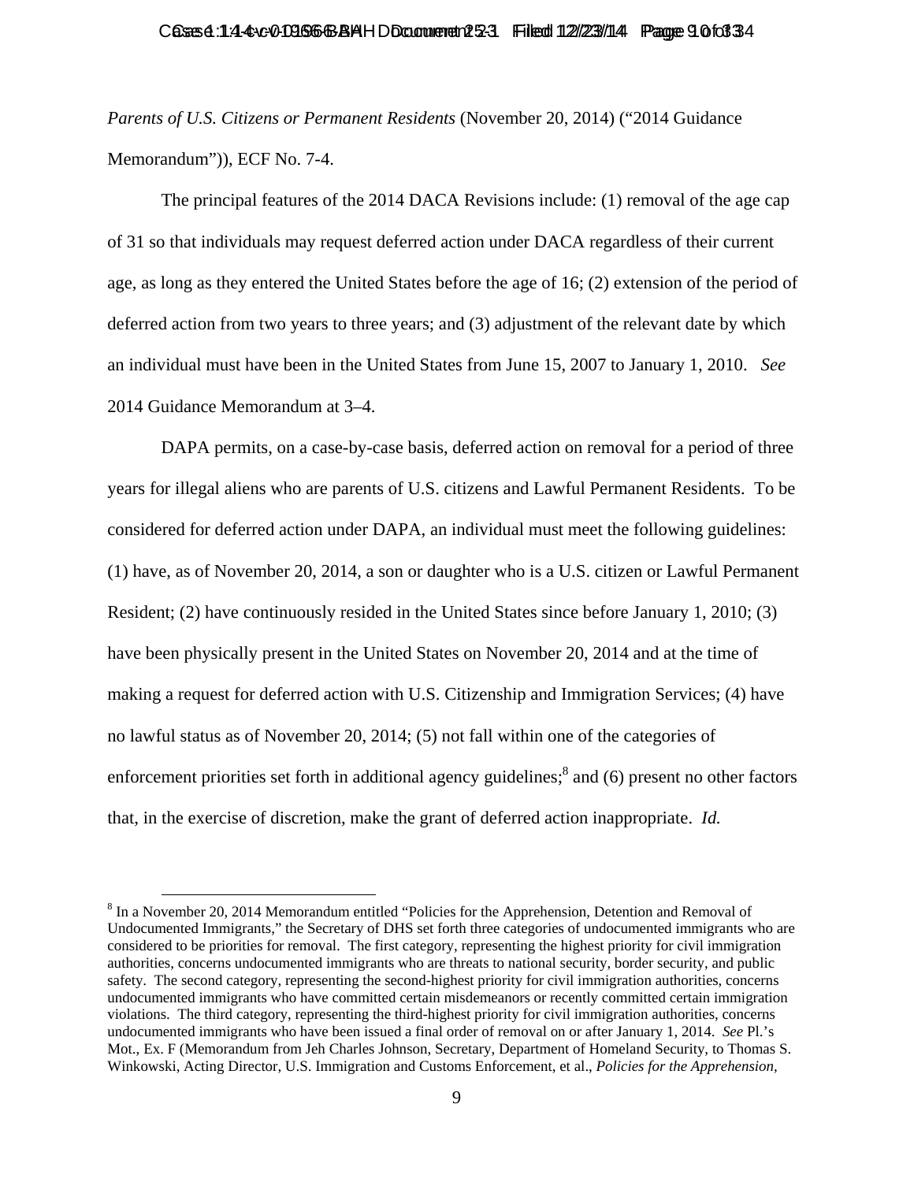*Parents of U.S. Citizens or Permanent Residents* (November 20, 2014) ("2014 Guidance Memorandum")), ECF No. 7-4.

The principal features of the 2014 DACA Revisions include: (1) removal of the age cap of 31 so that individuals may request deferred action under DACA regardless of their current age, as long as they entered the United States before the age of 16; (2) extension of the period of deferred action from two years to three years; and (3) adjustment of the relevant date by which an individual must have been in the United States from June 15, 2007 to January 1, 2010. *See* 2014 Guidance Memorandum at 3–4.

DAPA permits, on a case-by-case basis, deferred action on removal for a period of three years for illegal aliens who are parents of U.S. citizens and Lawful Permanent Residents. To be considered for deferred action under DAPA, an individual must meet the following guidelines: (1) have, as of November 20, 2014, a son or daughter who is a U.S. citizen or Lawful Permanent Resident; (2) have continuously resided in the United States since before January 1, 2010; (3) have been physically present in the United States on November 20, 2014 and at the time of making a request for deferred action with U.S. Citizenship and Immigration Services; (4) have no lawful status as of November 20, 2014; (5) not fall within one of the categories of enforcement priorities set forth in additional agency guidelines;[8] and (6) present no other factors that, in the exercise of discretion, make the grant of deferred action inappropriate. *Id.*

[8] In a November 20, 2014 Memorandum entitled "Policies for the Apprehension, Detention and Removal of Undocumented Immigrants," the Secretary of DHS set forth three categories of undocumented immigrants who are considered to be priorities for removal. The first category, representing the highest priority for civil immigration authorities, concerns undocumented immigrants who are threats to national security, border security, and public safety. The second category, representing the second-highest priority for civil immigration authorities, concerns undocumented immigrants who have committed certain misdemeanors or recently committed certain immigration violations. The third category, representing the third-highest priority for civil immigration authorities, concerns undocumented immigrants who have been issued a final order of removal on or after January 1, 2014. *See* Pl.'s Mot., Ex. F (Memorandum from Jeh Charles Johnson, Secretary, Department of Homeland Security, to Thomas S. Winkowski, Acting Director, U.S. Immigration and Customs Enforcement, et al., *Policies for the Apprehension,*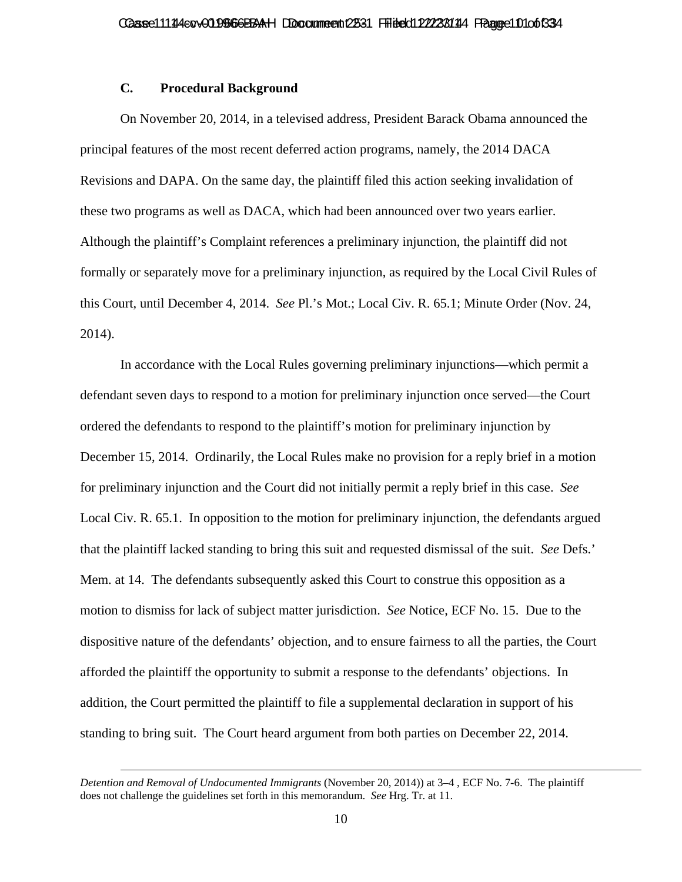### C. Procedural Background

On November 20, 2014, in a televised address, President Barack Obama announced the principal features of the most recent deferred action programs, namely, the 2014 DACA Revisions and DAPA. On the same day, the plaintiff filed this action seeking invalidation of these two programs as well as DACA, which had been announced over two years earlier. Although the plaintiff's Complaint references a preliminary injunction, the plaintiff did not formally or separately move for a preliminary injunction, as required by the Local Civil Rules of this Court, until December 4, 2014. *See* Pl.'s Mot.; Local Civ. R. 65.1; Minute Order (Nov. 24, 2014).

In accordance with the Local Rules governing preliminary injunctions—which permit a defendant seven days to respond to a motion for preliminary injunction once served—the Court ordered the defendants to respond to the plaintiff's motion for preliminary injunction by December 15, 2014. Ordinarily, the Local Rules make no provision for a reply brief in a motion for preliminary injunction and the Court did not initially permit a reply brief in this case. *See* Local Civ. R. 65.1. In opposition to the motion for preliminary injunction, the defendants argued that the plaintiff lacked standing to bring this suit and requested dismissal of the suit. *See* Defs.' Mem. at 14. The defendants subsequently asked this Court to construe this opposition as a motion to dismiss for lack of subject matter jurisdiction. *See* Notice, ECF No. 15. Due to the dispositive nature of the defendants' objection, and to ensure fairness to all the parties, the Court afforded the plaintiff the opportunity to submit a response to the defendants' objections. In addition, the Court permitted the plaintiff to file a supplemental declaration in support of his standing to bring suit. The Court heard argument from both parties on December 22, 2014.

---

*Detention and Removal of Undocumented Immigrants* (November 20, 2014)) at 3–4 , ECF No. 7-6. The plaintiff does not challenge the guidelines set forth in this memorandum. *See* Hrg. Tr. at 11.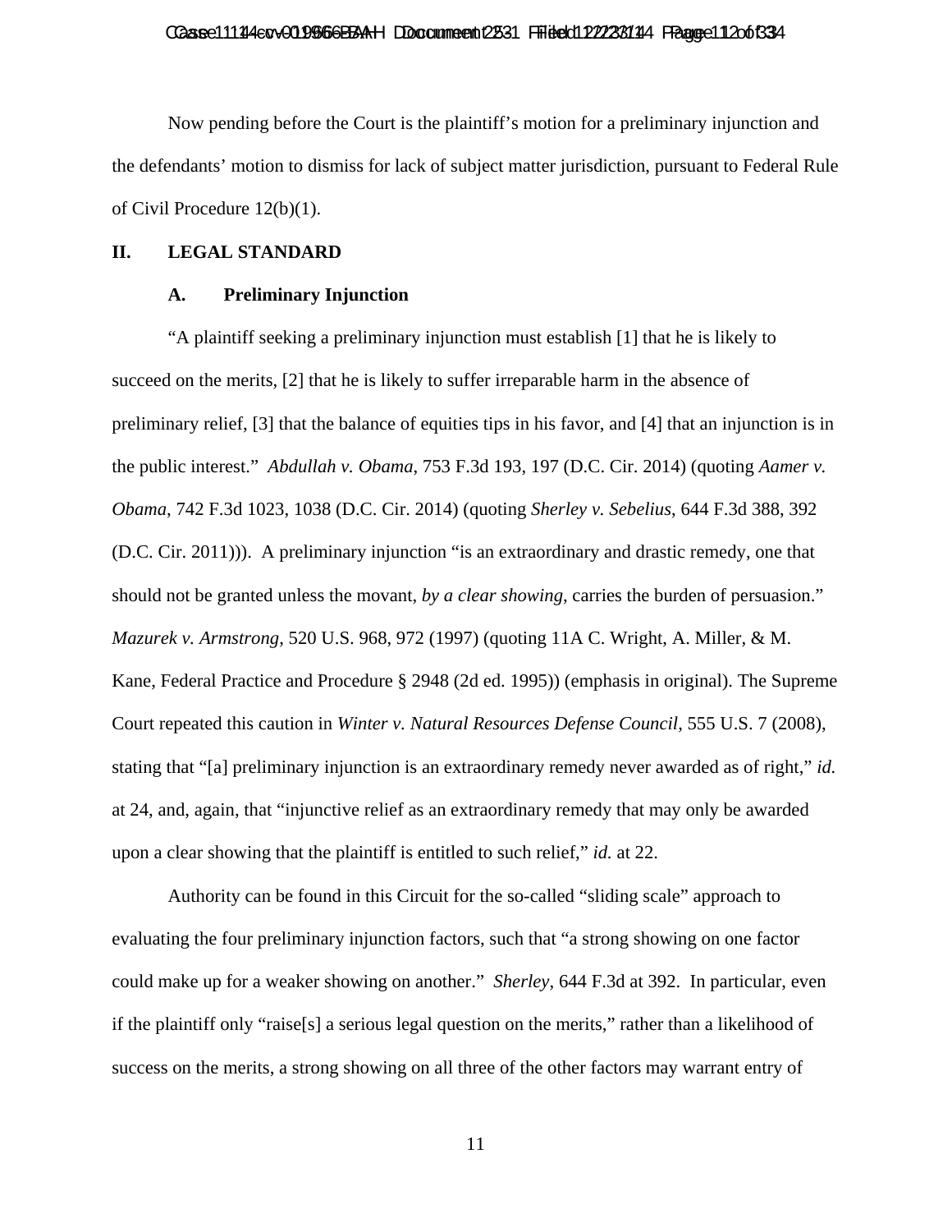Now pending before the Court is the plaintiff's motion for a preliminary injunction and the defendants' motion to dismiss for lack of subject matter jurisdiction, pursuant to Federal Rule of Civil Procedure 12(b)(1).

## II. LEGAL STANDARD

### A. Preliminary Injunction

"A plaintiff seeking a preliminary injunction must establish [1] that he is likely to succeed on the merits, [2] that he is likely to suffer irreparable harm in the absence of preliminary relief, [3] that the balance of equities tips in his favor, and [4] that an injunction is in the public interest." *Abdullah v. Obama*, 753 F.3d 193, 197 (D.C. Cir. 2014) (quoting *Aamer v. Obama*, 742 F.3d 1023, 1038 (D.C. Cir. 2014) (quoting *Sherley v. Sebelius*, 644 F.3d 388, 392 (D.C. Cir. 2011))). A preliminary injunction "is an extraordinary and drastic remedy, one that should not be granted unless the movant, *by a clear showing*, carries the burden of persuasion." *Mazurek v. Armstrong*, 520 U.S. 968, 972 (1997) (quoting 11A C. Wright, A. Miller, & M. Kane, Federal Practice and Procedure § 2948 (2d ed. 1995)) (emphasis in original). The Supreme Court repeated this caution in *Winter v. Natural Resources Defense Council*, 555 U.S. 7 (2008), stating that "[a] preliminary injunction is an extraordinary remedy never awarded as of right," *id.* at 24, and, again, that "injunctive relief as an extraordinary remedy that may only be awarded upon a clear showing that the plaintiff is entitled to such relief," *id.* at 22.

Authority can be found in this Circuit for the so-called "sliding scale" approach to evaluating the four preliminary injunction factors, such that "a strong showing on one factor could make up for a weaker showing on another." *Sherley*, 644 F.3d at 392. In particular, even if the plaintiff only "raise[s] a serious legal question on the merits," rather than a likelihood of success on the merits, a strong showing on all three of the other factors may warrant entry of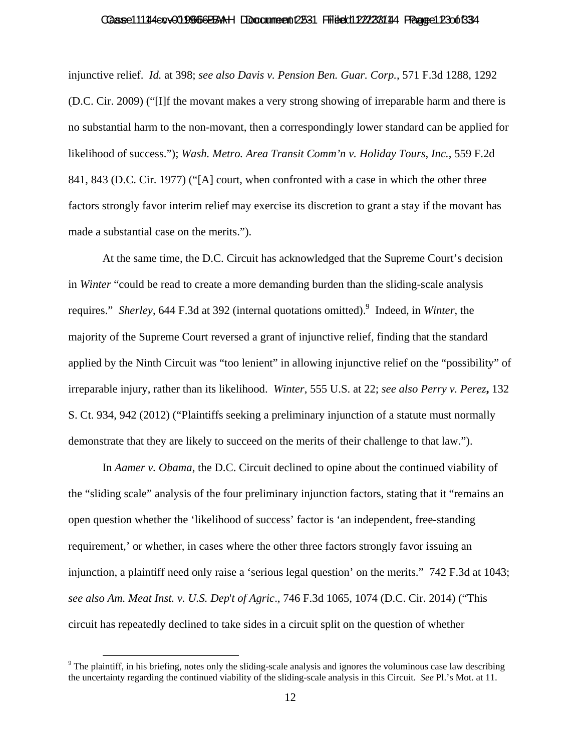injunctive relief. *Id.* at 398; *see also Davis v. Pension Ben. Guar. Corp.*, 571 F.3d 1288, 1292 (D.C. Cir. 2009) ("[I]f the movant makes a very strong showing of irreparable harm and there is no substantial harm to the non-movant, then a correspondingly lower standard can be applied for likelihood of success."); *Wash. Metro. Area Transit Comm'n v. Holiday Tours, Inc.*, 559 F.2d 841, 843 (D.C. Cir. 1977) ("[A] court, when confronted with a case in which the other three factors strongly favor interim relief may exercise its discretion to grant a stay if the movant has made a substantial case on the merits.").

At the same time, the D.C. Circuit has acknowledged that the Supreme Court's decision in *Winter* "could be read to create a more demanding burden than the sliding-scale analysis requires." *Sherley*, 644 F.3d at 392 (internal quotations omitted).[9] Indeed, in *Winter*, the majority of the Supreme Court reversed a grant of injunctive relief, finding that the standard applied by the Ninth Circuit was "too lenient" in allowing injunctive relief on the "possibility" of irreparable injury, rather than its likelihood. *Winter*, 555 U.S. at 22; *see also Perry v. Perez*, 132 S. Ct. 934, 942 (2012) ("Plaintiffs seeking a preliminary injunction of a statute must normally demonstrate that they are likely to succeed on the merits of their challenge to that law.").

In *Aamer v. Obama*, the D.C. Circuit declined to opine about the continued viability of the "sliding scale" analysis of the four preliminary injunction factors, stating that it "remains an open question whether the 'likelihood of success' factor is 'an independent, free-standing requirement,' or whether, in cases where the other three factors strongly favor issuing an injunction, a plaintiff need only raise a 'serious legal question' on the merits." 742 F.3d at 1043; *see also Am. Meat Inst. v. U.S. Dep't of Agric*., 746 F.3d 1065, 1074 (D.C. Cir. 2014) ("This circuit has repeatedly declined to take sides in a circuit split on the question of whether

---

[9] The plaintiff, in his briefing, notes only the sliding-scale analysis and ignores the voluminous case law describing the uncertainty regarding the continued viability of the sliding-scale analysis in this Circuit. *See* Pl.'s Mot. at 11.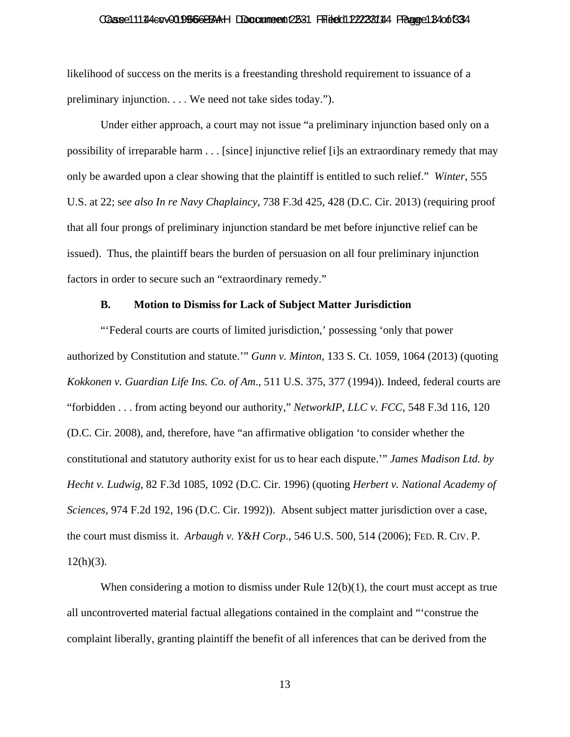likelihood of success on the merits is a freestanding threshold requirement to issuance of a preliminary injunction. . . . We need not take sides today.").

Under either approach, a court may not issue "a preliminary injunction based only on a possibility of irreparable harm . . . [since] injunctive relief [i]s an extraordinary remedy that may only be awarded upon a clear showing that the plaintiff is entitled to such relief." *Winter*, 555 U.S. at 22; s*ee also In re Navy Chaplaincy*, 738 F.3d 425, 428 (D.C. Cir. 2013) (requiring proof that all four prongs of preliminary injunction standard be met before injunctive relief can be issued). Thus, the plaintiff bears the burden of persuasion on all four preliminary injunction factors in order to secure such an "extraordinary remedy."

**B. Motion to Dismiss for Lack of Subject Matter Jurisdiction**

"'Federal courts are courts of limited jurisdiction,' possessing 'only that power authorized by Constitution and statute.'" *Gunn v. Minton*, 133 S. Ct. 1059, 1064 (2013) (quoting *Kokkonen v. Guardian Life Ins. Co. of Am.*, 511 U.S. 375, 377 (1994)). Indeed, federal courts are "forbidden . . . from acting beyond our authority," *NetworkIP, LLC v. FCC*, 548 F.3d 116, 120 (D.C. Cir. 2008), and, therefore, have "an affirmative obligation 'to consider whether the constitutional and statutory authority exist for us to hear each dispute.'" *James Madison Ltd. by Hecht v. Ludwig*, 82 F.3d 1085, 1092 (D.C. Cir. 1996) (quoting *Herbert v. National Academy of Sciences*, 974 F.2d 192, 196 (D.C. Cir. 1992)). Absent subject matter jurisdiction over a case, the court must dismiss it. *Arbaugh v. Y&H Corp.*, 546 U.S. 500, 514 (2006); FED. R. CIV. P. 12(h)(3).

When considering a motion to dismiss under Rule 12(b)(1), the court must accept as true all uncontroverted material factual allegations contained in the complaint and "'construe the complaint liberally, granting plaintiff the benefit of all inferences that can be derived from the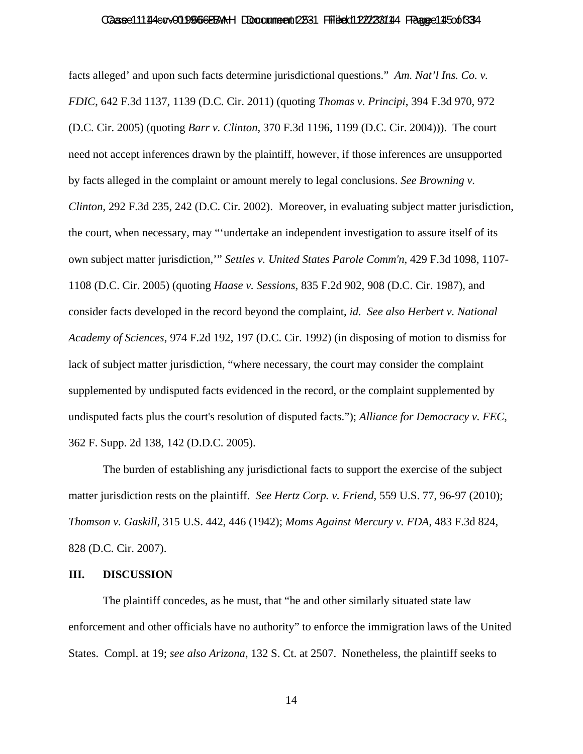facts alleged' and upon such facts determine jurisdictional questions." *Am. Nat'l Ins. Co. v. FDIC*, 642 F.3d 1137, 1139 (D.C. Cir. 2011) (quoting *Thomas v. Principi*, 394 F.3d 970, 972 (D.C. Cir. 2005) (quoting *Barr v. Clinton*, 370 F.3d 1196, 1199 (D.C. Cir. 2004))). The court need not accept inferences drawn by the plaintiff, however, if those inferences are unsupported by facts alleged in the complaint or amount merely to legal conclusions. *See Browning v. Clinton*, 292 F.3d 235, 242 (D.C. Cir. 2002). Moreover, in evaluating subject matter jurisdiction, the court, when necessary, may "'undertake an independent investigation to assure itself of its own subject matter jurisdiction,'" *Settles v. United States Parole Comm'n*, 429 F.3d 1098, 1107-1108 (D.C. Cir. 2005) (quoting *Haase v. Sessions*, 835 F.2d 902, 908 (D.C. Cir. 1987), and consider facts developed in the record beyond the complaint, *id. See also Herbert v. National Academy of Sciences*, 974 F.2d 192, 197 (D.C. Cir. 1992) (in disposing of motion to dismiss for lack of subject matter jurisdiction, "where necessary, the court may consider the complaint supplemented by undisputed facts evidenced in the record, or the complaint supplemented by undisputed facts plus the court's resolution of disputed facts."); *Alliance for Democracy v. FEC*, 362 F. Supp. 2d 138, 142 (D.D.C. 2005).

The burden of establishing any jurisdictional facts to support the exercise of the subject matter jurisdiction rests on the plaintiff. *See Hertz Corp. v. Friend*, 559 U.S. 77, 96-97 (2010); *Thomson v. Gaskill*, 315 U.S. 442, 446 (1942); *Moms Against Mercury v. FDA*, 483 F.3d 824, 828 (D.C. Cir. 2007).

## III. DISCUSSION

The plaintiff concedes, as he must, that "he and other similarly situated state law enforcement and other officials have no authority" to enforce the immigration laws of the United States. Compl. at 19; *see also Arizona*, 132 S. Ct. at 2507. Nonetheless, the plaintiff seeks to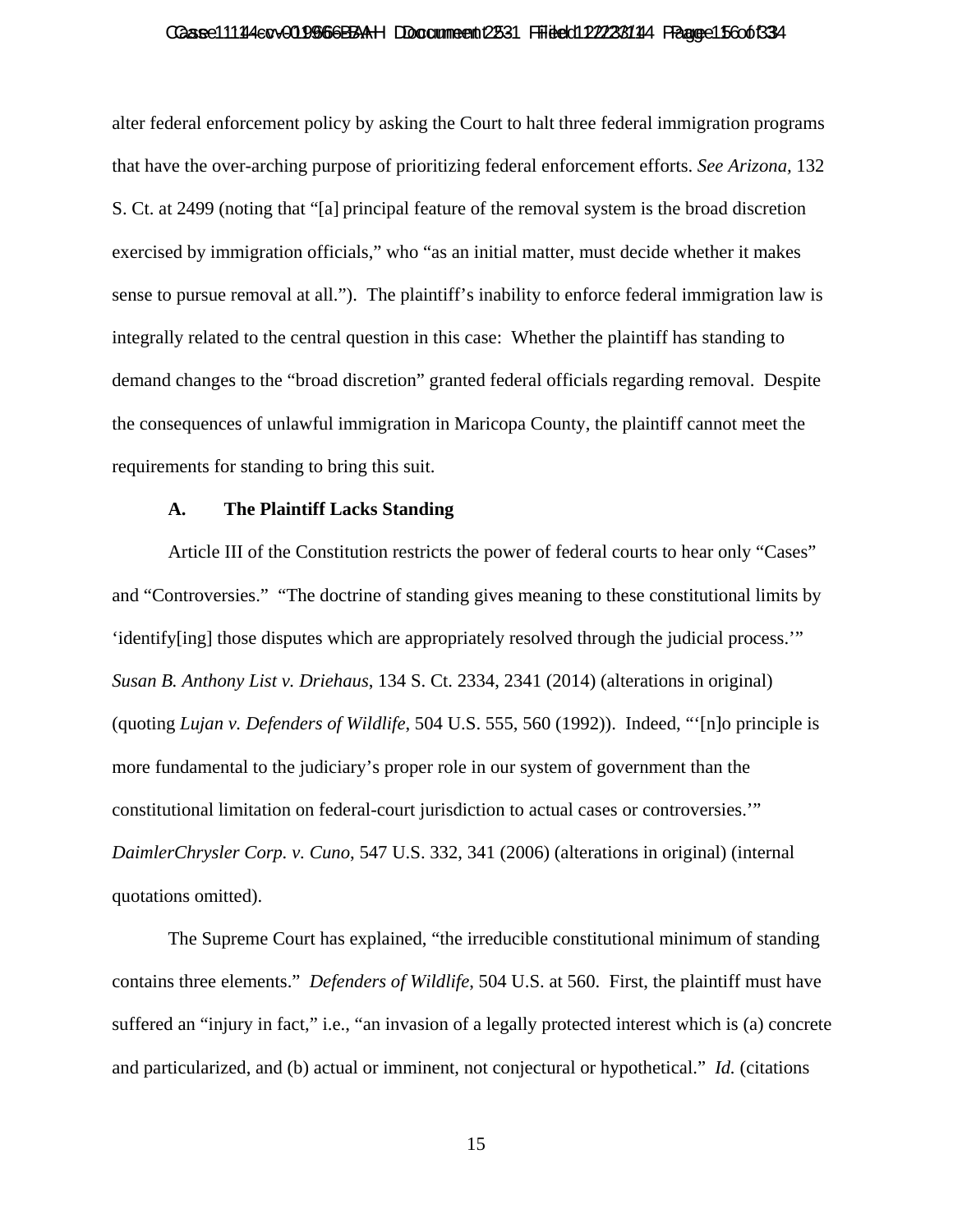alter federal enforcement policy by asking the Court to halt three federal immigration programs that have the over-arching purpose of prioritizing federal enforcement efforts. *See Arizona*, 132 S. Ct. at 2499 (noting that "[a] principal feature of the removal system is the broad discretion exercised by immigration officials," who "as an initial matter, must decide whether it makes sense to pursue removal at all."). The plaintiff's inability to enforce federal immigration law is integrally related to the central question in this case: Whether the plaintiff has standing to demand changes to the "broad discretion" granted federal officials regarding removal. Despite the consequences of unlawful immigration in Maricopa County, the plaintiff cannot meet the requirements for standing to bring this suit.

### A. The Plaintiff Lacks Standing

Article III of the Constitution restricts the power of federal courts to hear only "Cases" and "Controversies." "The doctrine of standing gives meaning to these constitutional limits by 'identify[ing] those disputes which are appropriately resolved through the judicial process.'" *Susan B. Anthony List v. Driehaus*, 134 S. Ct. 2334, 2341 (2014) (alterations in original) (quoting *Lujan v. Defenders of Wildlife*, 504 U.S. 555, 560 (1992)). Indeed, "'[n]o principle is more fundamental to the judiciary's proper role in our system of government than the constitutional limitation on federal-court jurisdiction to actual cases or controversies.'" *DaimlerChrysler Corp. v. Cuno*, 547 U.S. 332, 341 (2006) (alterations in original) (internal quotations omitted).

The Supreme Court has explained, "the irreducible constitutional minimum of standing contains three elements." *Defenders of Wildlife*, 504 U.S. at 560. First, the plaintiff must have suffered an "injury in fact," i.e., "an invasion of a legally protected interest which is (a) concrete and particularized, and (b) actual or imminent, not conjectural or hypothetical." *Id.* (citations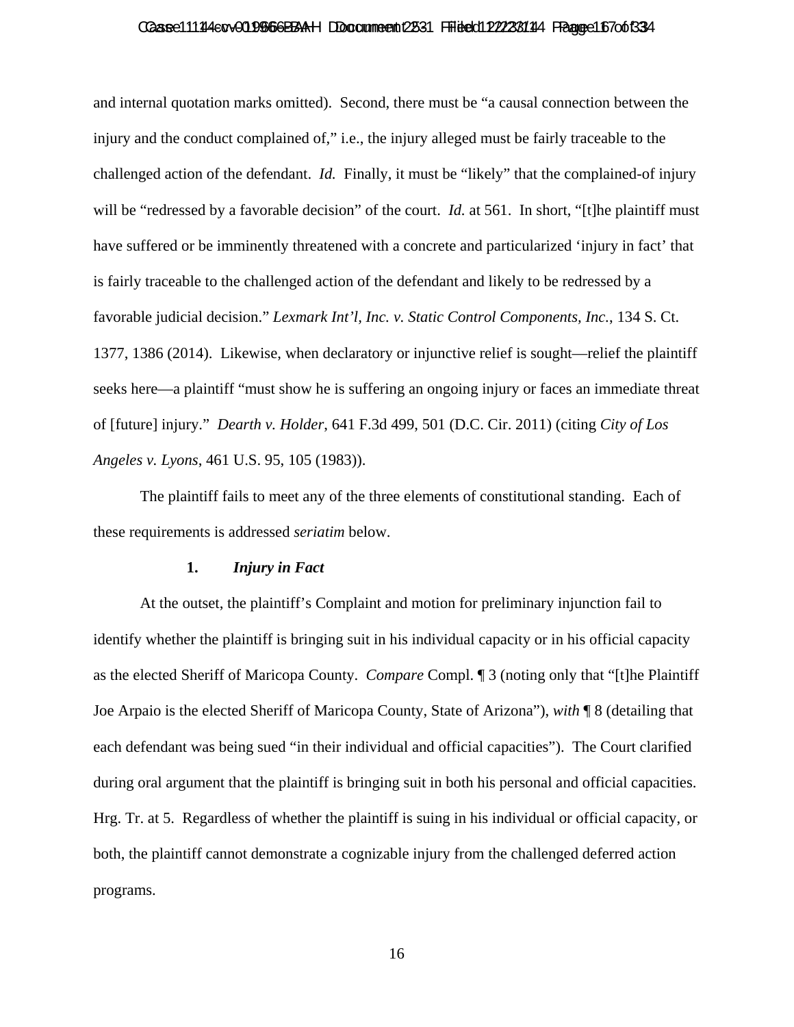and internal quotation marks omitted). Second, there must be "a causal connection between the injury and the conduct complained of," i.e., the injury alleged must be fairly traceable to the challenged action of the defendant. *Id.* Finally, it must be "likely" that the complained-of injury will be "redressed by a favorable decision" of the court. *Id.* at 561. In short, "[t]he plaintiff must have suffered or be imminently threatened with a concrete and particularized 'injury in fact' that is fairly traceable to the challenged action of the defendant and likely to be redressed by a favorable judicial decision." *Lexmark Int'l, Inc. v. Static Control Components, Inc.*, 134 S. Ct. 1377, 1386 (2014). Likewise, when declaratory or injunctive relief is sought—relief the plaintiff seeks here—a plaintiff "must show he is suffering an ongoing injury or faces an immediate threat of [future] injury." *Dearth v. Holder*, 641 F.3d 499, 501 (D.C. Cir. 2011) (citing *City of Los Angeles v. Lyons*, 461 U.S. 95, 105 (1983)).

The plaintiff fails to meet any of the three elements of constitutional standing. Each of these requirements is addressed *seriatim* below.

**1. *Injury in Fact***

At the outset, the plaintiff's Complaint and motion for preliminary injunction fail to identify whether the plaintiff is bringing suit in his individual capacity or in his official capacity as the elected Sheriff of Maricopa County. *Compare* Compl. ¶ 3 (noting only that "[t]he Plaintiff Joe Arpaio is the elected Sheriff of Maricopa County, State of Arizona"), *with* ¶ 8 (detailing that each defendant was being sued "in their individual and official capacities"). The Court clarified during oral argument that the plaintiff is bringing suit in both his personal and official capacities. Hrg. Tr. at 5. Regardless of whether the plaintiff is suing in his individual or official capacity, or both, the plaintiff cannot demonstrate a cognizable injury from the challenged deferred action programs.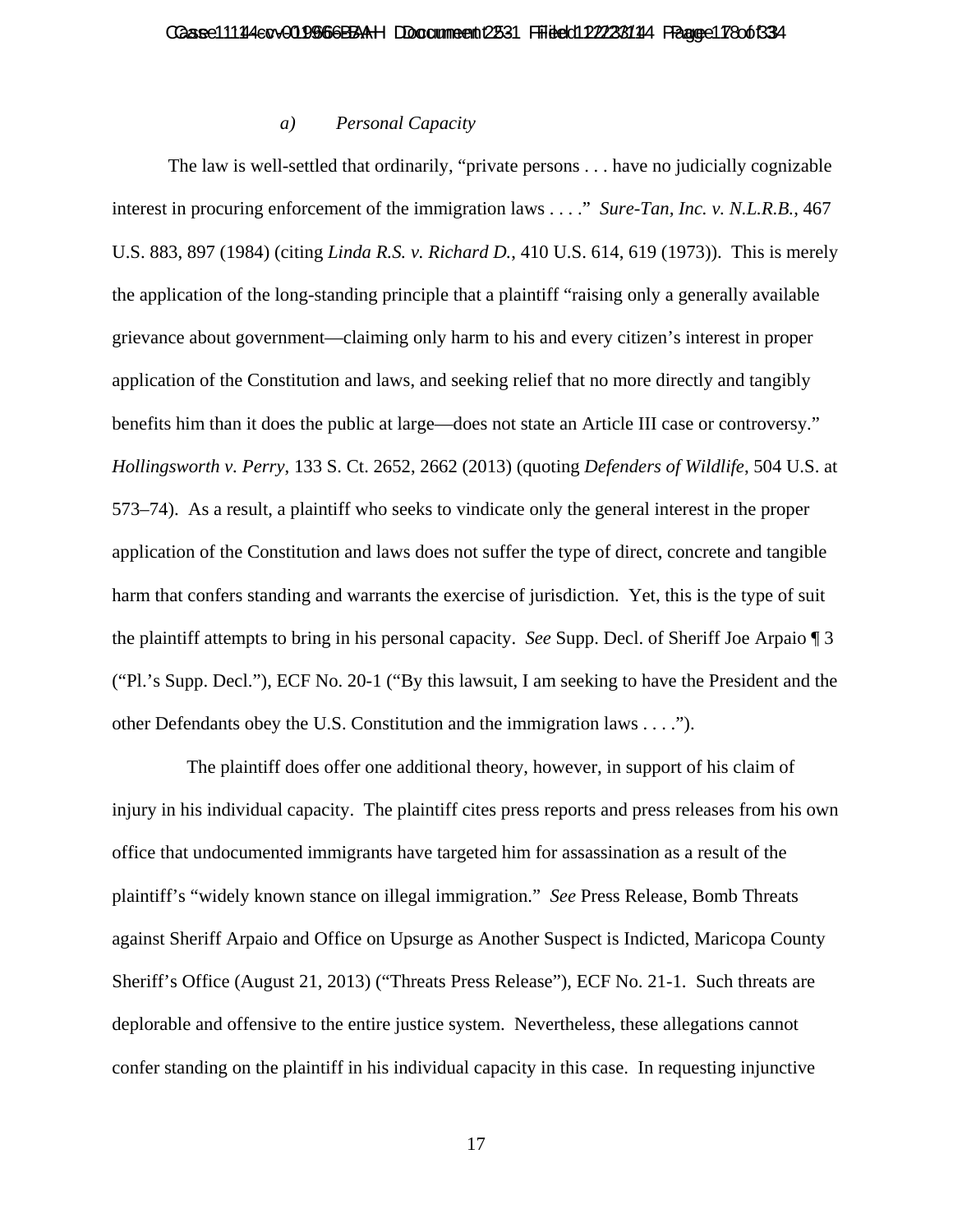### *a) Personal Capacity*

The law is well-settled that ordinarily, "private persons . . . have no judicially cognizable interest in procuring enforcement of the immigration laws . . . ." *Sure-Tan, Inc. v. N.L.R.B.*, 467 U.S. 883, 897 (1984) (citing *Linda R.S. v. Richard D.*, 410 U.S. 614, 619 (1973)). This is merely the application of the long-standing principle that a plaintiff "raising only a generally available grievance about government—claiming only harm to his and every citizen's interest in proper application of the Constitution and laws, and seeking relief that no more directly and tangibly benefits him than it does the public at large—does not state an Article III case or controversy." *Hollingsworth v. Perry*, 133 S. Ct. 2652, 2662 (2013) (quoting *Defenders of Wildlife*, 504 U.S. at 573–74). As a result, a plaintiff who seeks to vindicate only the general interest in the proper application of the Constitution and laws does not suffer the type of direct, concrete and tangible harm that confers standing and warrants the exercise of jurisdiction. Yet, this is the type of suit the plaintiff attempts to bring in his personal capacity. *See* Supp. Decl. of Sheriff Joe Arpaio ¶ 3 ("Pl.'s Supp. Decl."), ECF No. 20-1 ("By this lawsuit, I am seeking to have the President and the other Defendants obey the U.S. Constitution and the immigration laws . . . .").

The plaintiff does offer one additional theory, however, in support of his claim of injury in his individual capacity. The plaintiff cites press reports and press releases from his own office that undocumented immigrants have targeted him for assassination as a result of the plaintiff's "widely known stance on illegal immigration." *See* Press Release, Bomb Threats against Sheriff Arpaio and Office on Upsurge as Another Suspect is Indicted, Maricopa County Sheriff's Office (August 21, 2013) ("Threats Press Release"), ECF No. 21-1. Such threats are deplorable and offensive to the entire justice system. Nevertheless, these allegations cannot confer standing on the plaintiff in his individual capacity in this case. In requesting injunctive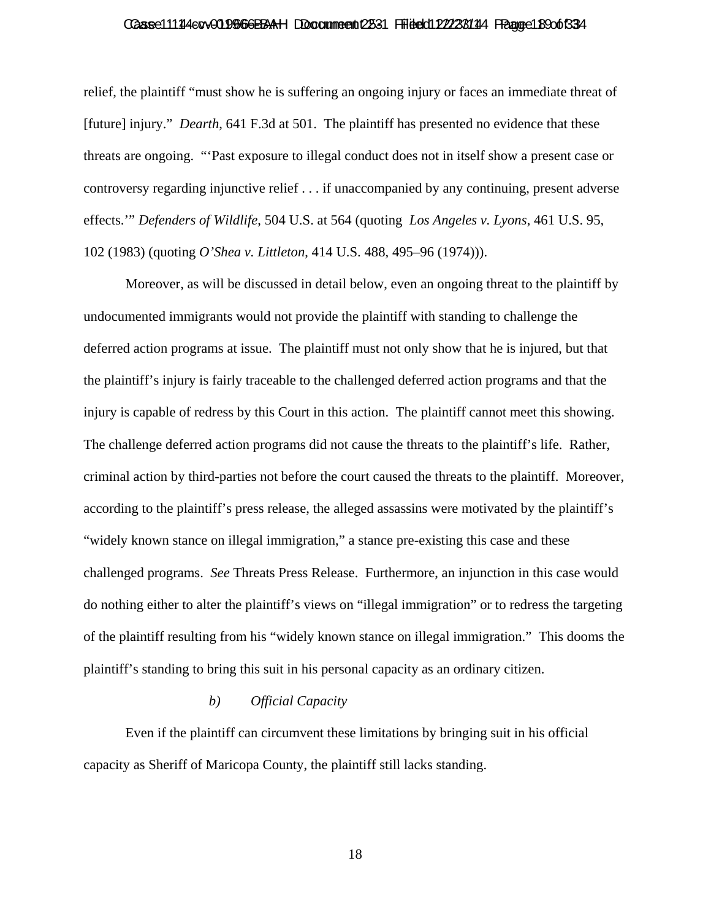relief, the plaintiff "must show he is suffering an ongoing injury or faces an immediate threat of [future] injury." *Dearth*, 641 F.3d at 501. The plaintiff has presented no evidence that these threats are ongoing. "'Past exposure to illegal conduct does not in itself show a present case or controversy regarding injunctive relief . . . if unaccompanied by any continuing, present adverse effects.'" *Defenders of Wildlife*, 504 U.S. at 564 (quoting *Los Angeles v. Lyons*, 461 U.S. 95, 102 (1983) (quoting *O'Shea v. Littleton*, 414 U.S. 488, 495–96 (1974))).

Moreover, as will be discussed in detail below, even an ongoing threat to the plaintiff by undocumented immigrants would not provide the plaintiff with standing to challenge the deferred action programs at issue. The plaintiff must not only show that he is injured, but that the plaintiff's injury is fairly traceable to the challenged deferred action programs and that the injury is capable of redress by this Court in this action. The plaintiff cannot meet this showing. The challenge deferred action programs did not cause the threats to the plaintiff's life. Rather, criminal action by third-parties not before the court caused the threats to the plaintiff. Moreover, according to the plaintiff's press release, the alleged assassins were motivated by the plaintiff's "widely known stance on illegal immigration," a stance pre-existing this case and these challenged programs. *See* Threats Press Release. Furthermore, an injunction in this case would do nothing either to alter the plaintiff's views on "illegal immigration" or to redress the targeting of the plaintiff resulting from his "widely known stance on illegal immigration." This dooms the plaintiff's standing to bring this suit in his personal capacity as an ordinary citizen.

*b) Official Capacity*

Even if the plaintiff can circumvent these limitations by bringing suit in his official capacity as Sheriff of Maricopa County, the plaintiff still lacks standing.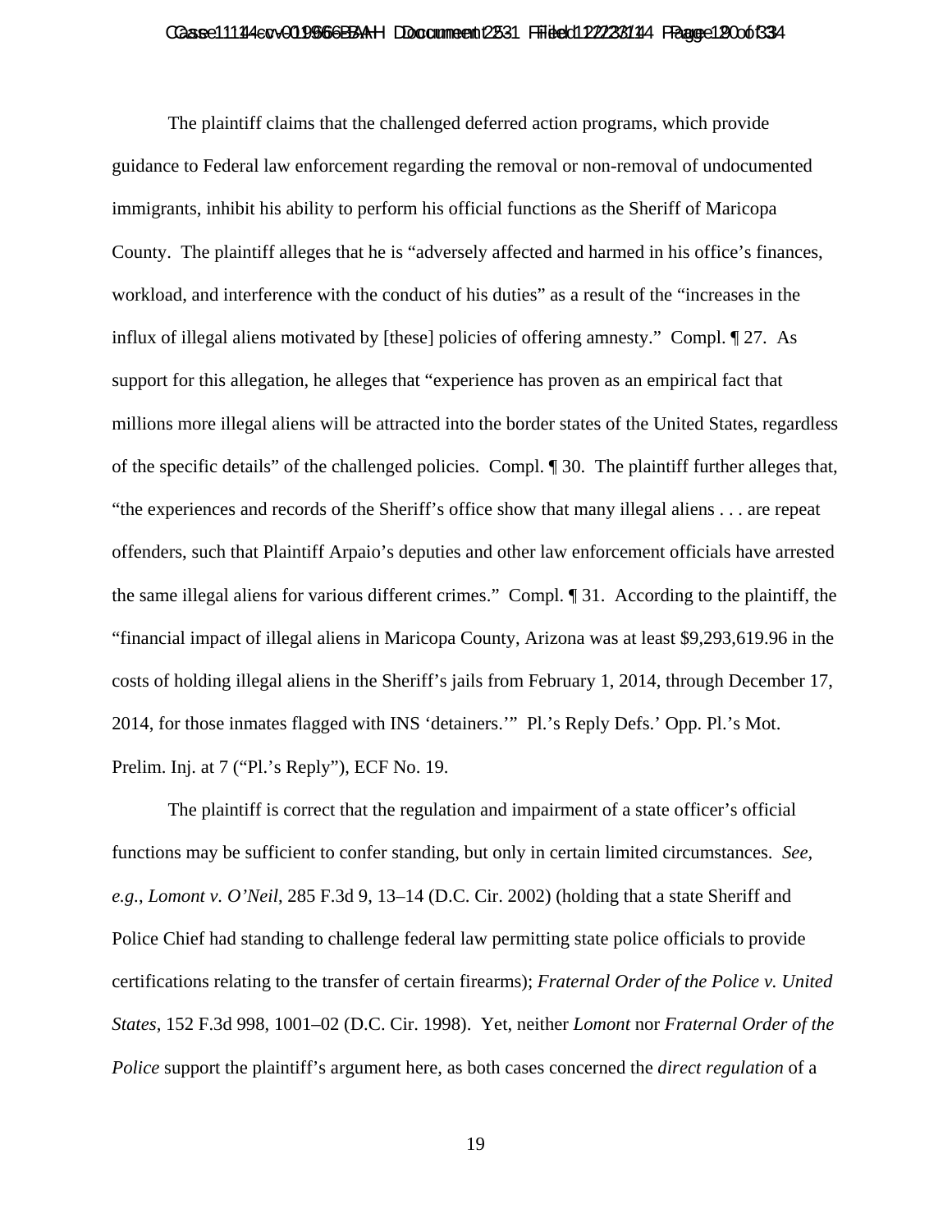The plaintiff claims that the challenged deferred action programs, which provide guidance to Federal law enforcement regarding the removal or non-removal of undocumented immigrants, inhibit his ability to perform his official functions as the Sheriff of Maricopa County. The plaintiff alleges that he is "adversely affected and harmed in his office's finances, workload, and interference with the conduct of his duties" as a result of the "increases in the influx of illegal aliens motivated by [these] policies of offering amnesty." Compl. ¶ 27. As support for this allegation, he alleges that "experience has proven as an empirical fact that millions more illegal aliens will be attracted into the border states of the United States, regardless of the specific details" of the challenged policies. Compl. ¶ 30. The plaintiff further alleges that, "the experiences and records of the Sheriff's office show that many illegal aliens . . . are repeat offenders, such that Plaintiff Arpaio's deputies and other law enforcement officials have arrested the same illegal aliens for various different crimes." Compl. ¶ 31. According to the plaintiff, the "financial impact of illegal aliens in Maricopa County, Arizona was at least $9,293,619.96 in the costs of holding illegal aliens in the Sheriff's jails from February 1, 2014, through December 17, 2014, for those inmates flagged with INS 'detainers.'" Pl.'s Reply Defs.' Opp. Pl.'s Mot. Prelim. Inj. at 7 ("Pl.'s Reply"), ECF No. 19.

The plaintiff is correct that the regulation and impairment of a state officer's official functions may be sufficient to confer standing, but only in certain limited circumstances. *See, e.g.*, *Lomont v. O'Neil*, 285 F.3d 9, 13–14 (D.C. Cir. 2002) (holding that a state Sheriff and Police Chief had standing to challenge federal law permitting state police officials to provide certifications relating to the transfer of certain firearms); *Fraternal Order of the Police v. United States*, 152 F.3d 998, 1001–02 (D.C. Cir. 1998). Yet, neither *Lomont* nor *Fraternal Order of the Police* support the plaintiff's argument here, as both cases concerned the *direct regulation* of a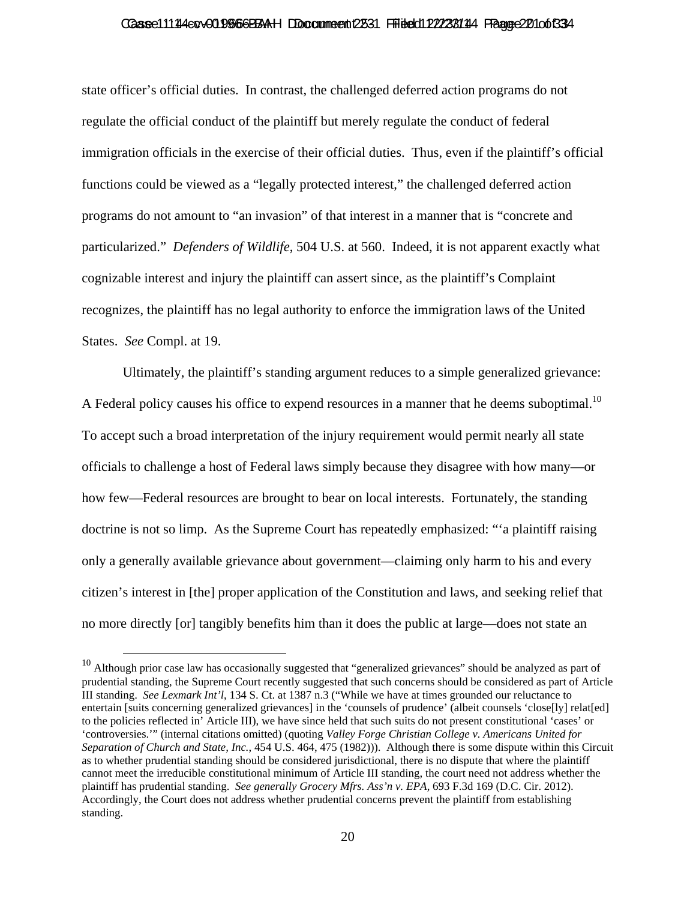state officer's official duties. In contrast, the challenged deferred action programs do not regulate the official conduct of the plaintiff but merely regulate the conduct of federal immigration officials in the exercise of their official duties. Thus, even if the plaintiff's official functions could be viewed as a "legally protected interest," the challenged deferred action programs do not amount to "an invasion" of that interest in a manner that is "concrete and particularized." *Defenders of Wildlife*, 504 U.S. at 560. Indeed, it is not apparent exactly what cognizable interest and injury the plaintiff can assert since, as the plaintiff's Complaint recognizes, the plaintiff has no legal authority to enforce the immigration laws of the United States. *See* Compl. at 19.

Ultimately, the plaintiff's standing argument reduces to a simple generalized grievance: A Federal policy causes his office to expend resources in a manner that he deems suboptimal.[10] To accept such a broad interpretation of the injury requirement would permit nearly all state officials to challenge a host of Federal laws simply because they disagree with how many—or how few—Federal resources are brought to bear on local interests. Fortunately, the standing doctrine is not so limp. As the Supreme Court has repeatedly emphasized: "'a plaintiff raising only a generally available grievance about government—claiming only harm to his and every citizen's interest in [the] proper application of the Constitution and laws, and seeking relief that no more directly [or] tangibly benefits him than it does the public at large—does not state an

---

[10] Although prior case law has occasionally suggested that "generalized grievances" should be analyzed as part of prudential standing, the Supreme Court recently suggested that such concerns should be considered as part of Article III standing. *See Lexmark Int'l*, 134 S. Ct. at 1387 n.3 ("While we have at times grounded our reluctance to entertain [suits concerning generalized grievances] in the 'counsels of prudence' (albeit counsels 'close[ly] relat[ed] to the policies reflected in' Article III), we have since held that such suits do not present constitutional 'cases' or 'controversies.'" (internal citations omitted) (quoting *Valley Forge Christian College v. Americans United for Separation of Church and State, Inc.*, 454 U.S. 464, 475 (1982))). Although there is some dispute within this Circuit as to whether prudential standing should be considered jurisdictional, there is no dispute that where the plaintiff cannot meet the irreducible constitutional minimum of Article III standing, the court need not address whether the plaintiff has prudential standing. *See generally Grocery Mfrs. Ass'n v. EPA*, 693 F.3d 169 (D.C. Cir. 2012). Accordingly, the Court does not address whether prudential concerns prevent the plaintiff from establishing standing.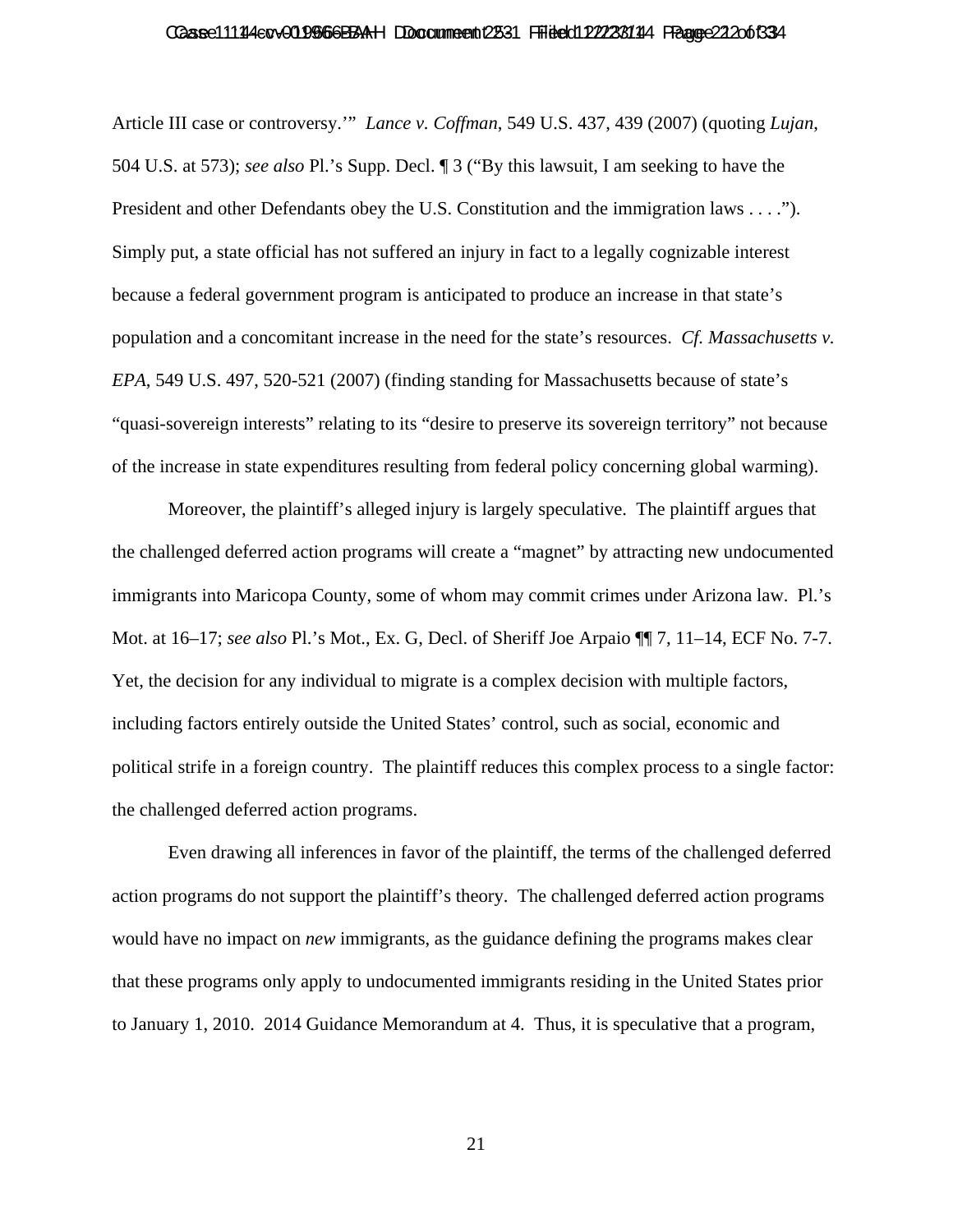Article III case or controversy.'" *Lance v. Coffman*, 549 U.S. 437, 439 (2007) (quoting *Lujan*, 504 U.S. at 573); *see also* Pl.'s Supp. Decl. ¶ 3 ("By this lawsuit, I am seeking to have the President and other Defendants obey the U.S. Constitution and the immigration laws . . . ."). Simply put, a state official has not suffered an injury in fact to a legally cognizable interest because a federal government program is anticipated to produce an increase in that state's population and a concomitant increase in the need for the state's resources. *Cf. Massachusetts v. EPA*, 549 U.S. 497, 520-521 (2007) (finding standing for Massachusetts because of state's "quasi-sovereign interests" relating to its "desire to preserve its sovereign territory" not because of the increase in state expenditures resulting from federal policy concerning global warming).

Moreover, the plaintiff's alleged injury is largely speculative. The plaintiff argues that the challenged deferred action programs will create a "magnet" by attracting new undocumented immigrants into Maricopa County, some of whom may commit crimes under Arizona law. Pl.'s Mot. at 16–17; *see also* Pl.'s Mot., Ex. G, Decl. of Sheriff Joe Arpaio ¶¶ 7, 11–14, ECF No. 7-7. Yet, the decision for any individual to migrate is a complex decision with multiple factors, including factors entirely outside the United States' control, such as social, economic and political strife in a foreign country. The plaintiff reduces this complex process to a single factor: the challenged deferred action programs.

Even drawing all inferences in favor of the plaintiff, the terms of the challenged deferred action programs do not support the plaintiff's theory. The challenged deferred action programs would have no impact on *new* immigrants, as the guidance defining the programs makes clear that these programs only apply to undocumented immigrants residing in the United States prior to January 1, 2010. 2014 Guidance Memorandum at 4. Thus, it is speculative that a program,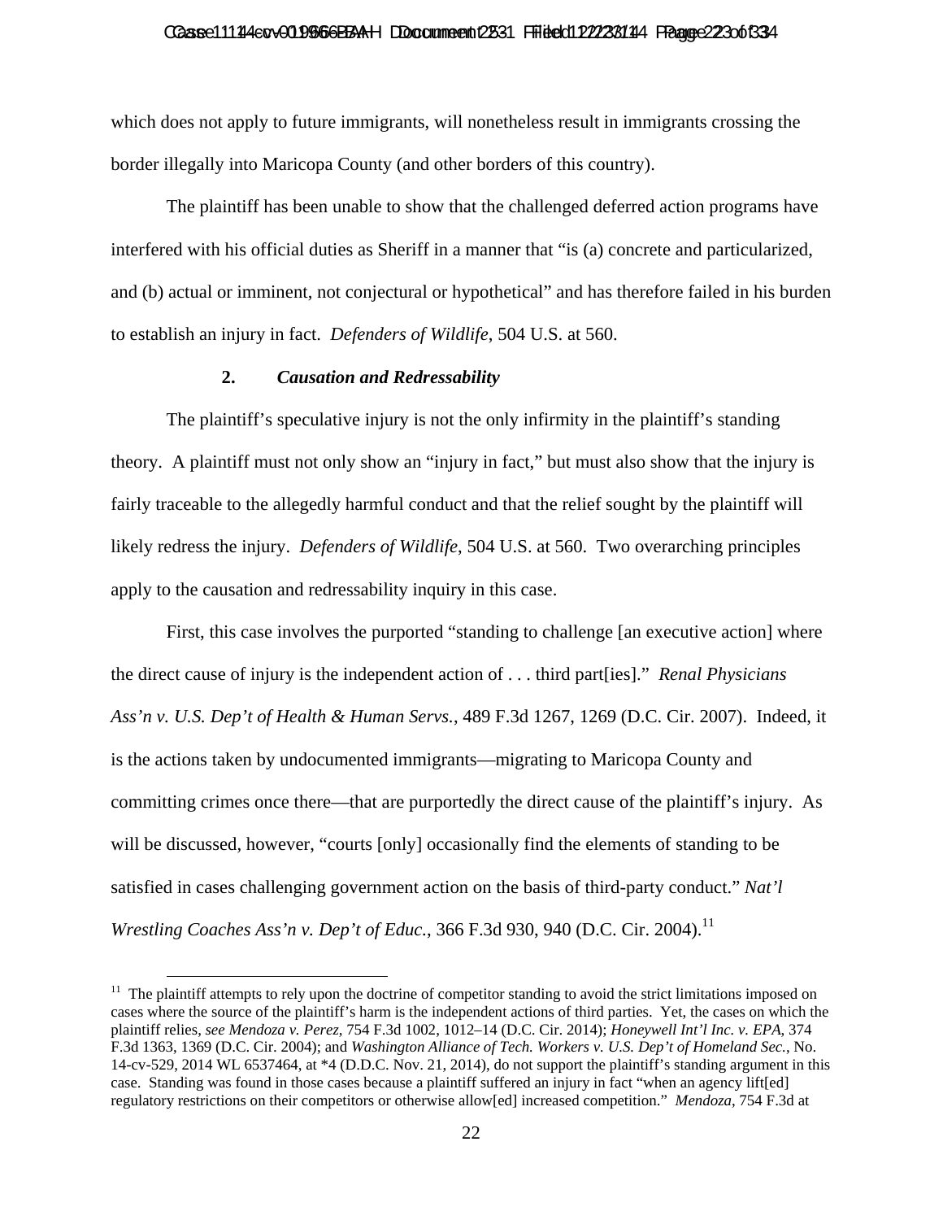which does not apply to future immigrants, will nonetheless result in immigrants crossing the border illegally into Maricopa County (and other borders of this country).

The plaintiff has been unable to show that the challenged deferred action programs have interfered with his official duties as Sheriff in a manner that "is (a) concrete and particularized, and (b) actual or imminent, not conjectural or hypothetical" and has therefore failed in his burden to establish an injury in fact. *Defenders of Wildlife*, 504 U.S. at 560.

### 2. *Causation and Redressability*

The plaintiff's speculative injury is not the only infirmity in the plaintiff's standing theory. A plaintiff must not only show an "injury in fact," but must also show that the injury is fairly traceable to the allegedly harmful conduct and that the relief sought by the plaintiff will likely redress the injury. *Defenders of Wildlife*, 504 U.S. at 560. Two overarching principles apply to the causation and redressability inquiry in this case.

First, this case involves the purported "standing to challenge [an executive action] where the direct cause of injury is the independent action of . . . third part[ies]." *Renal Physicians Ass'n v. U.S. Dep't of Health & Human Servs.*, 489 F.3d 1267, 1269 (D.C. Cir. 2007). Indeed, it is the actions taken by undocumented immigrants—migrating to Maricopa County and committing crimes once there—that are purportedly the direct cause of the plaintiff's injury. As will be discussed, however, "courts [only] occasionally find the elements of standing to be satisfied in cases challenging government action on the basis of third-party conduct." *Nat'l Wrestling Coaches Ass'n v. Dep't of Educ.*, 366 F.3d 930, 940 (D.C. Cir. 2004).[11]

[11] The plaintiff attempts to rely upon the doctrine of competitor standing to avoid the strict limitations imposed on cases where the source of the plaintiff's harm is the independent actions of third parties. Yet, the cases on which the plaintiff relies, *see Mendoza v. Perez*, 754 F.3d 1002, 1012–14 (D.C. Cir. 2014); *Honeywell Int'l Inc. v. EPA*, 374 F.3d 1363, 1369 (D.C. Cir. 2004); and *Washington Alliance of Tech. Workers v. U.S. Dep't of Homeland Sec.*, No. 14-cv-529, 2014 WL 6537464, at *4 (D.D.C. Nov. 21, 2014), do not support the plaintiff's standing argument in this case. Standing was found in those cases because a plaintiff suffered an injury in fact "when an agency lift[ed] regulatory restrictions on their competitors or otherwise allow[ed] increased competition." *Mendoza*, 754 F.3d at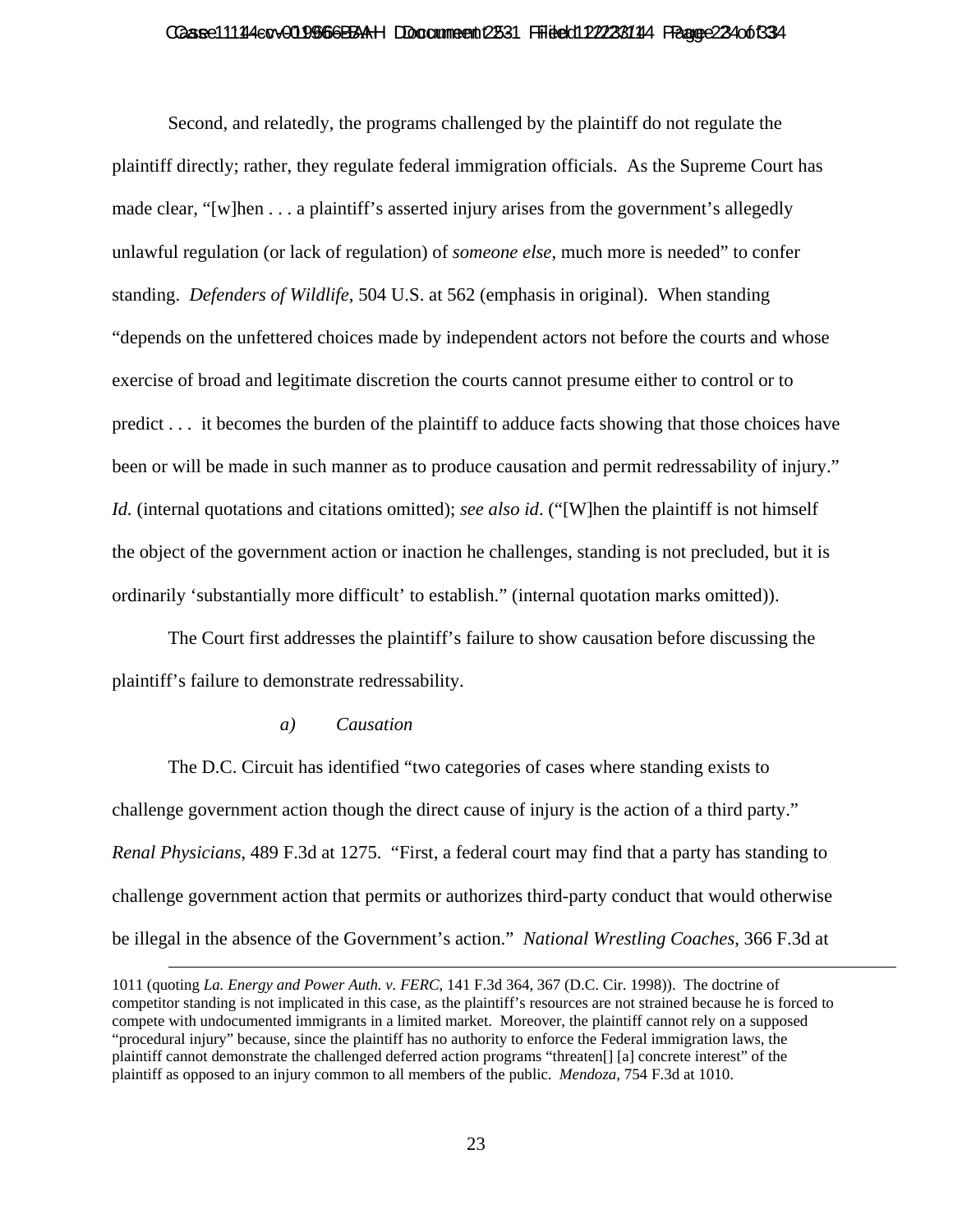Second, and relatedly, the programs challenged by the plaintiff do not regulate the plaintiff directly; rather, they regulate federal immigration officials. As the Supreme Court has made clear, "[w]hen . . . a plaintiff's asserted injury arises from the government's allegedly unlawful regulation (or lack of regulation) of *someone else*, much more is needed" to confer standing. *Defenders of Wildlife*, 504 U.S. at 562 (emphasis in original). When standing "depends on the unfettered choices made by independent actors not before the courts and whose exercise of broad and legitimate discretion the courts cannot presume either to control or to predict . . . it becomes the burden of the plaintiff to adduce facts showing that those choices have been or will be made in such manner as to produce causation and permit redressability of injury." *Id.* (internal quotations and citations omitted); *see also id*. ("[W]hen the plaintiff is not himself the object of the government action or inaction he challenges, standing is not precluded, but it is ordinarily 'substantially more difficult' to establish." (internal quotation marks omitted)).

The Court first addresses the plaintiff's failure to show causation before discussing the plaintiff's failure to demonstrate redressability.

*a) Causation*

The D.C. Circuit has identified "two categories of cases where standing exists to challenge government action though the direct cause of injury is the action of a third party." *Renal Physicians*, 489 F.3d at 1275. "First, a federal court may find that a party has standing to challenge government action that permits or authorizes third-party conduct that would otherwise be illegal in the absence of the Government's action." *National Wrestling Coaches*, 366 F.3d at

---

1011 (quoting *La. Energy and Power Auth. v. FERC*, 141 F.3d 364, 367 (D.C. Cir. 1998)). The doctrine of competitor standing is not implicated in this case, as the plaintiff's resources are not strained because he is forced to compete with undocumented immigrants in a limited market. Moreover, the plaintiff cannot rely on a supposed "procedural injury" because, since the plaintiff has no authority to enforce the Federal immigration laws, the plaintiff cannot demonstrate the challenged deferred action programs "threaten[] [a] concrete interest" of the plaintiff as opposed to an injury common to all members of the public. *Mendoza*, 754 F.3d at 1010.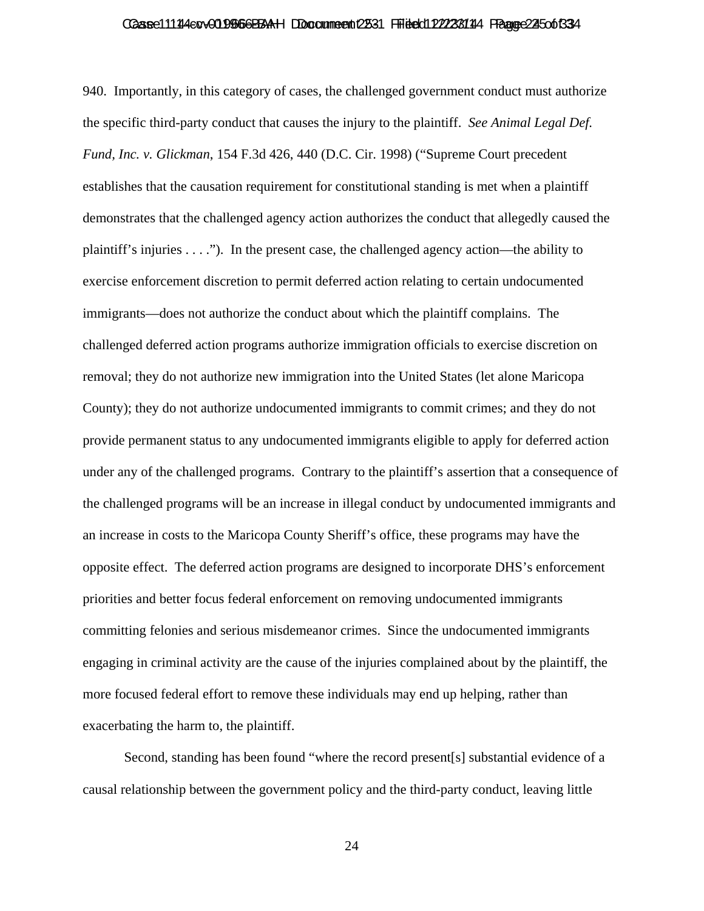940. Importantly, in this category of cases, the challenged government conduct must authorize the specific third-party conduct that causes the injury to the plaintiff. *See Animal Legal Def. Fund, Inc. v. Glickman*, 154 F.3d 426, 440 (D.C. Cir. 1998) ("Supreme Court precedent establishes that the causation requirement for constitutional standing is met when a plaintiff demonstrates that the challenged agency action authorizes the conduct that allegedly caused the plaintiff's injuries . . . ."). In the present case, the challenged agency action—the ability to exercise enforcement discretion to permit deferred action relating to certain undocumented immigrants—does not authorize the conduct about which the plaintiff complains. The challenged deferred action programs authorize immigration officials to exercise discretion on removal; they do not authorize new immigration into the United States (let alone Maricopa County); they do not authorize undocumented immigrants to commit crimes; and they do not provide permanent status to any undocumented immigrants eligible to apply for deferred action under any of the challenged programs. Contrary to the plaintiff's assertion that a consequence of the challenged programs will be an increase in illegal conduct by undocumented immigrants and an increase in costs to the Maricopa County Sheriff's office, these programs may have the opposite effect. The deferred action programs are designed to incorporate DHS's enforcement priorities and better focus federal enforcement on removing undocumented immigrants committing felonies and serious misdemeanor crimes. Since the undocumented immigrants engaging in criminal activity are the cause of the injuries complained about by the plaintiff, the more focused federal effort to remove these individuals may end up helping, rather than exacerbating the harm to, the plaintiff.

Second, standing has been found "where the record present[s] substantial evidence of a causal relationship between the government policy and the third-party conduct, leaving little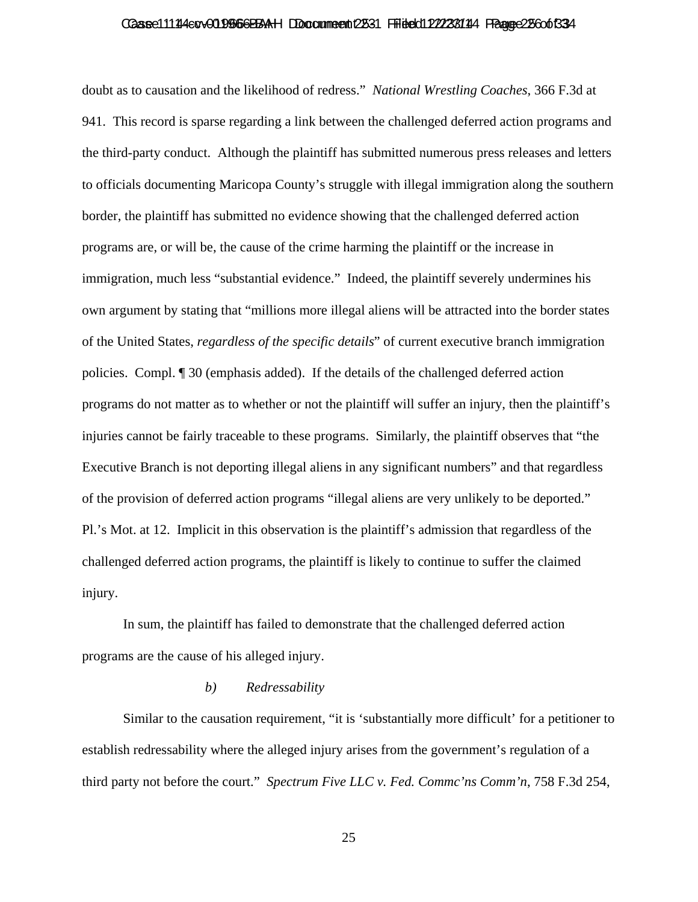doubt as to causation and the likelihood of redress." *National Wrestling Coaches*, 366 F.3d at 941. This record is sparse regarding a link between the challenged deferred action programs and the third-party conduct. Although the plaintiff has submitted numerous press releases and letters to officials documenting Maricopa County's struggle with illegal immigration along the southern border, the plaintiff has submitted no evidence showing that the challenged deferred action programs are, or will be, the cause of the crime harming the plaintiff or the increase in immigration, much less "substantial evidence." Indeed, the plaintiff severely undermines his own argument by stating that "millions more illegal aliens will be attracted into the border states of the United States, *regardless of the specific details*" of current executive branch immigration policies. Compl. ¶ 30 (emphasis added). If the details of the challenged deferred action programs do not matter as to whether or not the plaintiff will suffer an injury, then the plaintiff's injuries cannot be fairly traceable to these programs. Similarly, the plaintiff observes that "the Executive Branch is not deporting illegal aliens in any significant numbers" and that regardless of the provision of deferred action programs "illegal aliens are very unlikely to be deported." Pl.'s Mot. at 12. Implicit in this observation is the plaintiff's admission that regardless of the challenged deferred action programs, the plaintiff is likely to continue to suffer the claimed injury.

In sum, the plaintiff has failed to demonstrate that the challenged deferred action programs are the cause of his alleged injury.

*b) Redressability*

Similar to the causation requirement, "it is 'substantially more difficult' for a petitioner to establish redressability where the alleged injury arises from the government's regulation of a third party not before the court." *Spectrum Five LLC v. Fed. Commc'ns Comm'n*, 758 F.3d 254,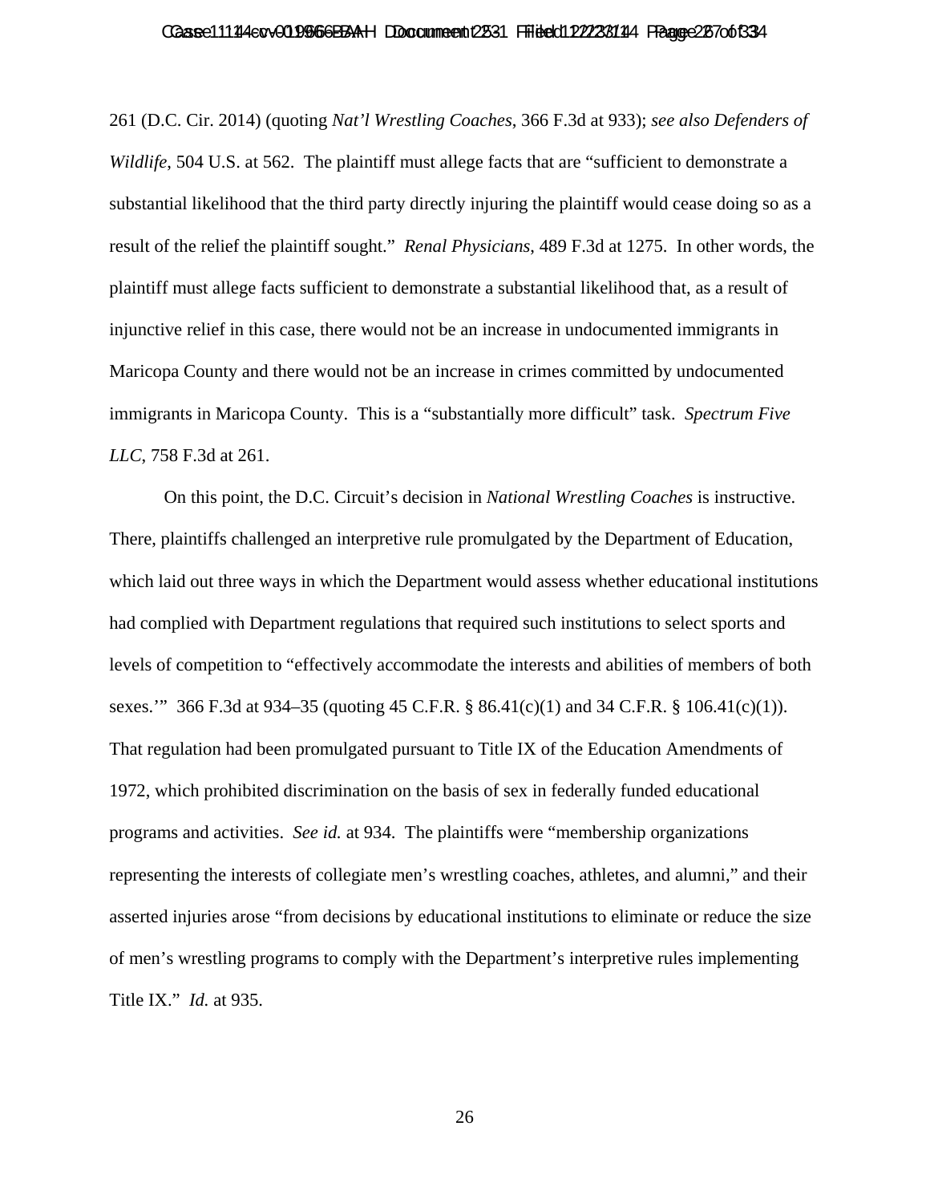261 (D.C. Cir. 2014) (quoting *Nat'l Wrestling Coaches*, 366 F.3d at 933); *see also Defenders of Wildlife*, 504 U.S. at 562. The plaintiff must allege facts that are "sufficient to demonstrate a substantial likelihood that the third party directly injuring the plaintiff would cease doing so as a result of the relief the plaintiff sought." *Renal Physicians*, 489 F.3d at 1275. In other words, the plaintiff must allege facts sufficient to demonstrate a substantial likelihood that, as a result of injunctive relief in this case, there would not be an increase in undocumented immigrants in Maricopa County and there would not be an increase in crimes committed by undocumented immigrants in Maricopa County. This is a "substantially more difficult" task. *Spectrum Five LLC*, 758 F.3d at 261.

On this point, the D.C. Circuit's decision in *National Wrestling Coaches* is instructive. There, plaintiffs challenged an interpretive rule promulgated by the Department of Education, which laid out three ways in which the Department would assess whether educational institutions had complied with Department regulations that required such institutions to select sports and levels of competition to "effectively accommodate the interests and abilities of members of both sexes.'" 366 F.3d at 934–35 (quoting 45 C.F.R. § 86.41(c)(1) and 34 C.F.R. § 106.41(c)(1)). That regulation had been promulgated pursuant to Title IX of the Education Amendments of 1972, which prohibited discrimination on the basis of sex in federally funded educational programs and activities. *See id.* at 934. The plaintiffs were "membership organizations representing the interests of collegiate men's wrestling coaches, athletes, and alumni," and their asserted injuries arose "from decisions by educational institutions to eliminate or reduce the size of men's wrestling programs to comply with the Department's interpretive rules implementing Title IX." *Id.* at 935.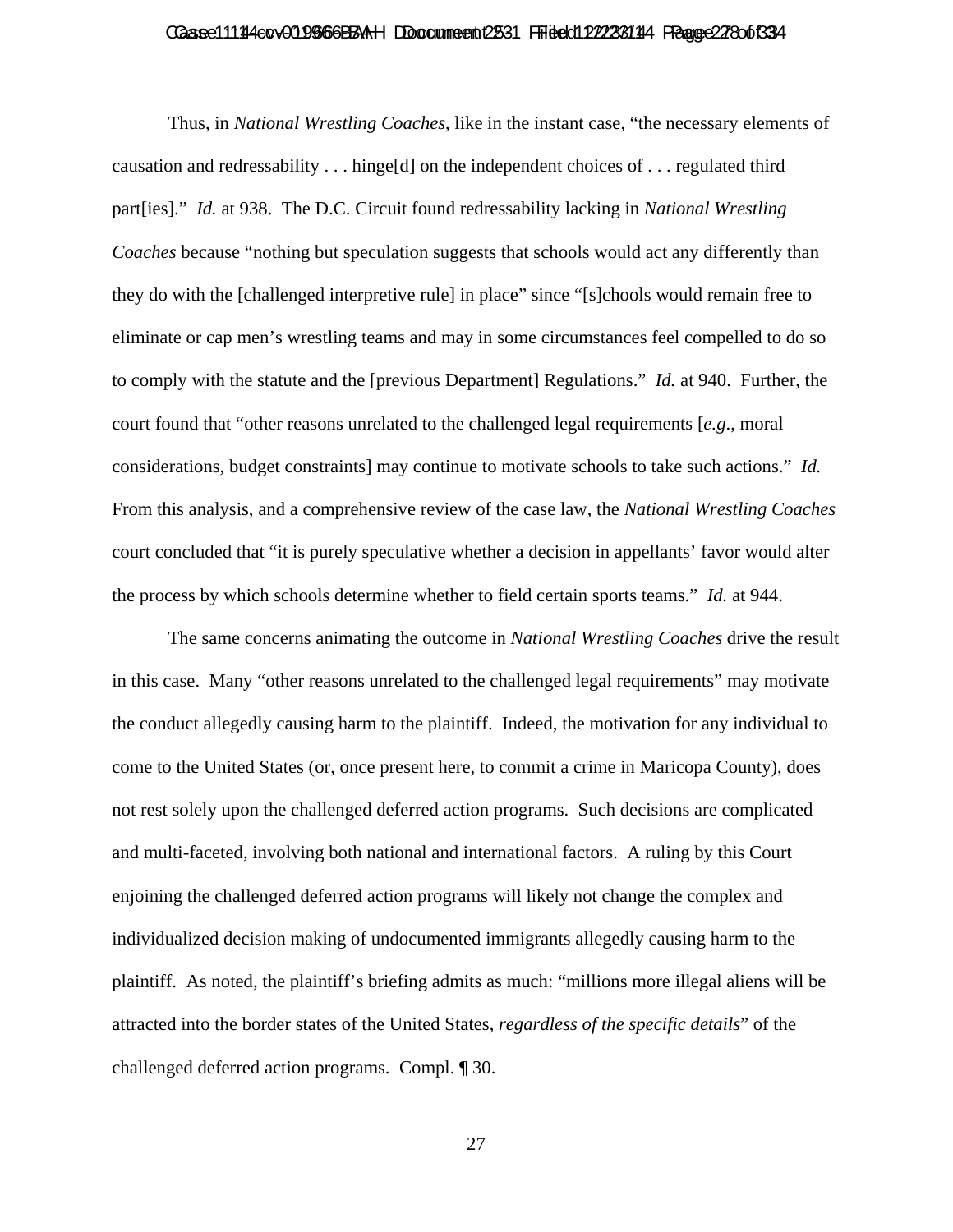Thus, in *National Wrestling Coaches*, like in the instant case, "the necessary elements of causation and redressability . . . hinge[d] on the independent choices of . . . regulated third part[ies]." *Id.* at 938. The D.C. Circuit found redressability lacking in *National Wrestling Coaches* because "nothing but speculation suggests that schools would act any differently than they do with the [challenged interpretive rule] in place" since "[s]chools would remain free to eliminate or cap men's wrestling teams and may in some circumstances feel compelled to do so to comply with the statute and the [previous Department] Regulations." *Id.* at 940. Further, the court found that "other reasons unrelated to the challenged legal requirements [*e.g.*, moral considerations, budget constraints] may continue to motivate schools to take such actions." *Id.* From this analysis, and a comprehensive review of the case law, the *National Wrestling Coaches* court concluded that "it is purely speculative whether a decision in appellants' favor would alter the process by which schools determine whether to field certain sports teams." *Id.* at 944.

The same concerns animating the outcome in *National Wrestling Coaches* drive the result in this case. Many "other reasons unrelated to the challenged legal requirements" may motivate the conduct allegedly causing harm to the plaintiff. Indeed, the motivation for any individual to come to the United States (or, once present here, to commit a crime in Maricopa County), does not rest solely upon the challenged deferred action programs. Such decisions are complicated and multi-faceted, involving both national and international factors. A ruling by this Court enjoining the challenged deferred action programs will likely not change the complex and individualized decision making of undocumented immigrants allegedly causing harm to the plaintiff. As noted, the plaintiff's briefing admits as much: "millions more illegal aliens will be attracted into the border states of the United States, *regardless of the specific details*" of the challenged deferred action programs. Compl. ¶ 30.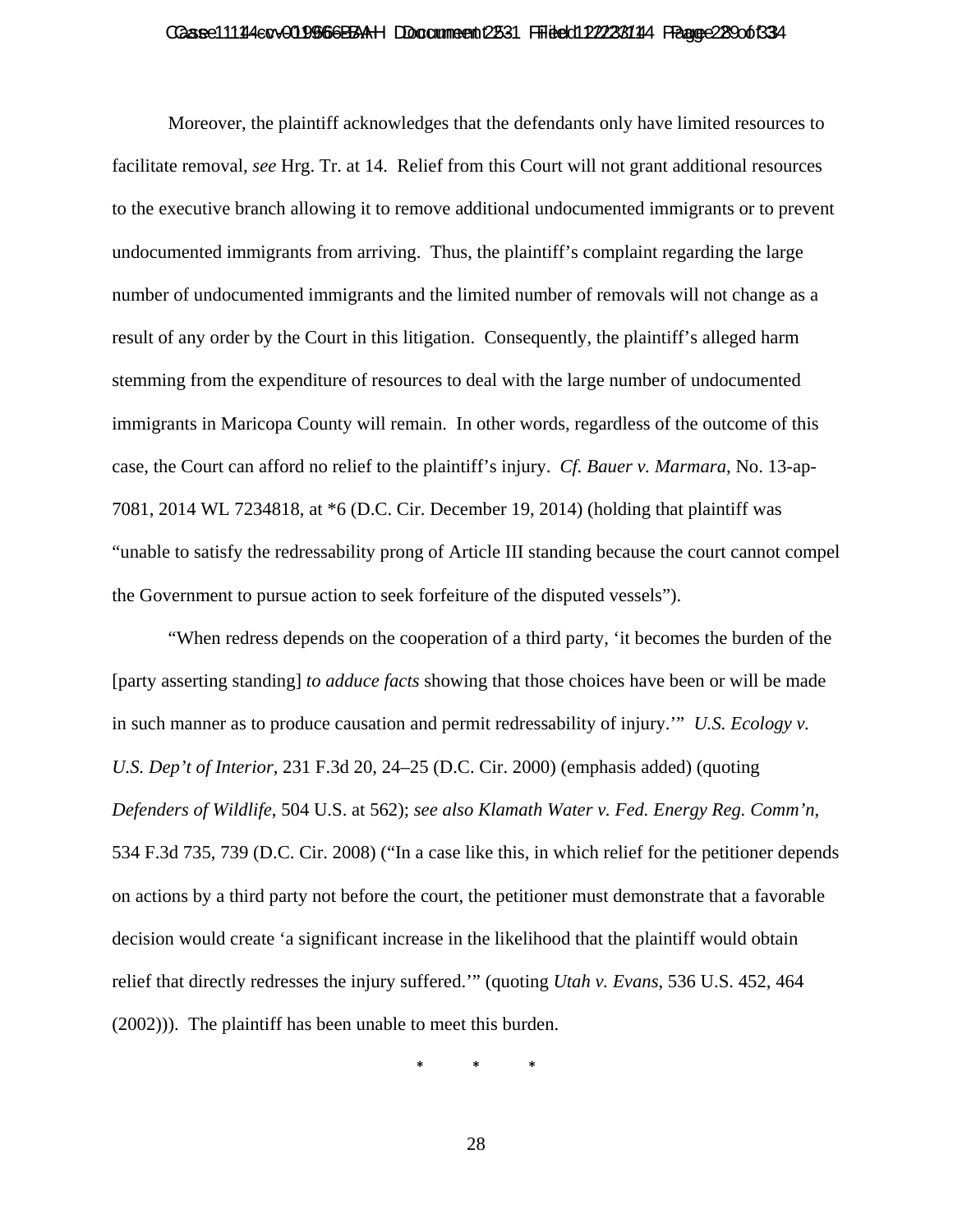Moreover, the plaintiff acknowledges that the defendants only have limited resources to facilitate removal, *see* Hrg. Tr. at 14. Relief from this Court will not grant additional resources to the executive branch allowing it to remove additional undocumented immigrants or to prevent undocumented immigrants from arriving. Thus, the plaintiff's complaint regarding the large number of undocumented immigrants and the limited number of removals will not change as a result of any order by the Court in this litigation. Consequently, the plaintiff's alleged harm stemming from the expenditure of resources to deal with the large number of undocumented immigrants in Maricopa County will remain. In other words, regardless of the outcome of this case, the Court can afford no relief to the plaintiff's injury. *Cf. Bauer v. Marmara*, No. 13-ap-7081, 2014 WL 7234818, at *6 (D.C. Cir. December 19, 2014) (holding that plaintiff was "unable to satisfy the redressability prong of Article III standing because the court cannot compel the Government to pursue action to seek forfeiture of the disputed vessels").

"When redress depends on the cooperation of a third party, 'it becomes the burden of the [party asserting standing] *to adduce facts* showing that those choices have been or will be made in such manner as to produce causation and permit redressability of injury.'" *U.S. Ecology v. U.S. Dep't of Interior*, 231 F.3d 20, 24–25 (D.C. Cir. 2000) (emphasis added) (quoting *Defenders of Wildlife*, 504 U.S. at 562); *see also Klamath Water v. Fed. Energy Reg. Comm'n*, 534 F.3d 735, 739 (D.C. Cir. 2008) ("In a case like this, in which relief for the petitioner depends on actions by a third party not before the court, the petitioner must demonstrate that a favorable decision would create 'a significant increase in the likelihood that the plaintiff would obtain relief that directly redresses the injury suffered.'" (quoting *Utah v. Evans*, 536 U.S. 452, 464 (2002))). The plaintiff has been unable to meet this burden.

\* \* \*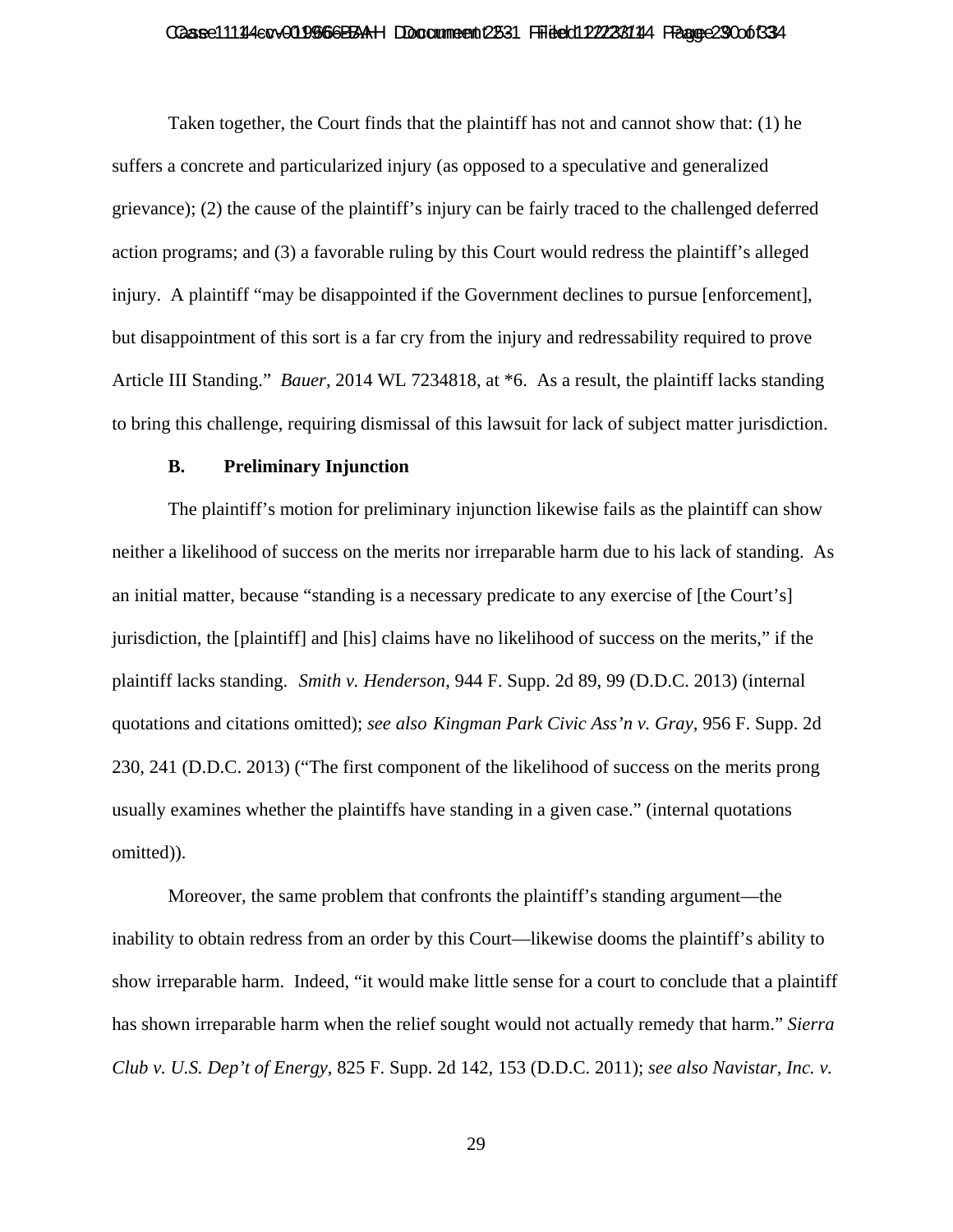Taken together, the Court finds that the plaintiff has not and cannot show that: (1) he suffers a concrete and particularized injury (as opposed to a speculative and generalized grievance); (2) the cause of the plaintiff's injury can be fairly traced to the challenged deferred action programs; and (3) a favorable ruling by this Court would redress the plaintiff's alleged injury. A plaintiff "may be disappointed if the Government declines to pursue [enforcement], but disappointment of this sort is a far cry from the injury and redressability required to prove Article III Standing." *Bauer*, 2014 WL 7234818, at *6. As a result, the plaintiff lacks standing to bring this challenge, requiring dismissal of this lawsuit for lack of subject matter jurisdiction.

### B. Preliminary Injunction

The plaintiff's motion for preliminary injunction likewise fails as the plaintiff can show neither a likelihood of success on the merits nor irreparable harm due to his lack of standing. As an initial matter, because "standing is a necessary predicate to any exercise of [the Court's] jurisdiction, the [plaintiff] and [his] claims have no likelihood of success on the merits," if the plaintiff lacks standing. *Smith v. Henderson*, 944 F. Supp. 2d 89, 99 (D.D.C. 2013) (internal quotations and citations omitted); *see also Kingman Park Civic Ass'n v. Gray*, 956 F. Supp. 2d 230, 241 (D.D.C. 2013) ("The first component of the likelihood of success on the merits prong usually examines whether the plaintiffs have standing in a given case." (internal quotations omitted)).

Moreover, the same problem that confronts the plaintiff's standing argument—the inability to obtain redress from an order by this Court—likewise dooms the plaintiff's ability to show irreparable harm. Indeed, "it would make little sense for a court to conclude that a plaintiff has shown irreparable harm when the relief sought would not actually remedy that harm." *Sierra Club v. U.S. Dep't of Energy*, 825 F. Supp. 2d 142, 153 (D.D.C. 2011); *see also Navistar, Inc. v.*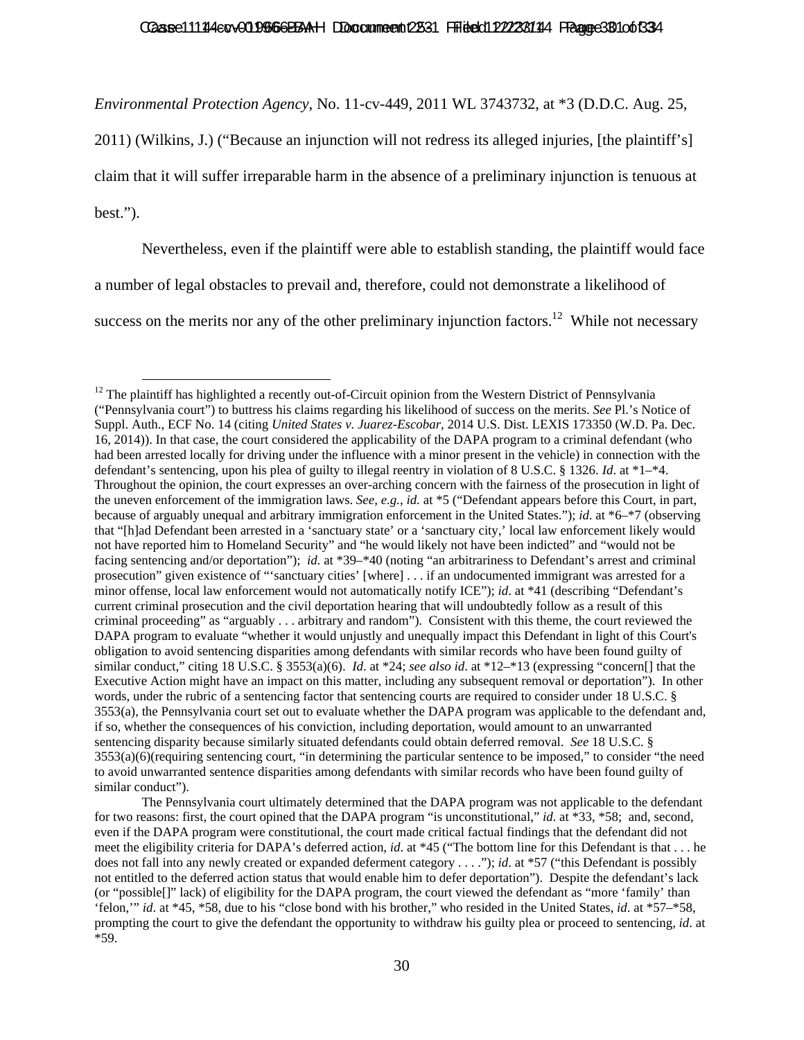*Environmental Protection Agency*, No. 11-cv-449, 2011 WL 3743732, at *3 (D.D.C. Aug. 25, 2011) (Wilkins, J.) ("Because an injunction will not redress its alleged injuries, [the plaintiff's] claim that it will suffer irreparable harm in the absence of a preliminary injunction is tenuous at best.").

Nevertheless, even if the plaintiff were able to establish standing, the plaintiff would face a number of legal obstacles to prevail and, therefore, could not demonstrate a likelihood of success on the merits nor any of the other preliminary injunction factors.[12] While not necessary

---

[12] The plaintiff has highlighted a recently out-of-Circuit opinion from the Western District of Pennsylvania ("Pennsylvania court") to buttress his claims regarding his likelihood of success on the merits. *See* Pl.'s Notice of Suppl. Auth., ECF No. 14 (citing *United States v. Juarez-Escobar*, 2014 U.S. Dist. LEXIS 173350 (W.D. Pa. Dec. 16, 2014)). In that case, the court considered the applicability of the DAPA program to a criminal defendant (who had been arrested locally for driving under the influence with a minor present in the vehicle) in connection with the defendant's sentencing, upon his plea of guilty to illegal reentry in violation of 8 U.S.C. § 1326. *Id.* at *1–*4. Throughout the opinion, the court expresses an over-arching concern with the fairness of the prosecution in light of the uneven enforcement of the immigration laws. *See, e.g.*, *id.* at *5 ("Defendant appears before this Court, in part, because of arguably unequal and arbitrary immigration enforcement in the United States."); *id.* at *6–*7 (observing that "[h]ad Defendant been arrested in a 'sanctuary state' or a 'sanctuary city,' local law enforcement likely would not have reported him to Homeland Security" and "he would likely not have been indicted" and "would not be facing sentencing and/or deportation"); *id.* at *39–*40 (noting "an arbitrariness to Defendant's arrest and criminal prosecution" given existence of "'sanctuary cities' [where] . . . if an undocumented immigrant was arrested for a minor offense, local law enforcement would not automatically notify ICE"); *id*. at *41 (describing "Defendant's current criminal prosecution and the civil deportation hearing that will undoubtedly follow as a result of this criminal proceeding" as "arguably . . . arbitrary and random"). Consistent with this theme, the court reviewed the DAPA program to evaluate "whether it would unjustly and unequally impact this Defendant in light of this Court's obligation to avoid sentencing disparities among defendants with similar records who have been found guilty of similar conduct," citing 18 U.S.C. § 3553(a)(6). *Id*. at *24; *see also id*. at *12–*13 (expressing "concern[] that the Executive Action might have an impact on this matter, including any subsequent removal or deportation"). In other words, under the rubric of a sentencing factor that sentencing courts are required to consider under 18 U.S.C. § 3553(a), the Pennsylvania court set out to evaluate whether the DAPA program was applicable to the defendant and, if so, whether the consequences of his conviction, including deportation, would amount to an unwarranted sentencing disparity because similarly situated defendants could obtain deferred removal. *See* 18 U.S.C. § 3553(a)(6)(requiring sentencing court, "in determining the particular sentence to be imposed," to consider "the need to avoid unwarranted sentence disparities among defendants with similar records who have been found guilty of similar conduct").

The Pennsylvania court ultimately determined that the DAPA program was not applicable to the defendant for two reasons: first, the court opined that the DAPA program "is unconstitutional," *id*. at *33, *58; and, second, even if the DAPA program were constitutional, the court made critical factual findings that the defendant did not meet the eligibility criteria for DAPA's deferred action, *id*. at *45 ("The bottom line for this Defendant is that . . . he does not fall into any newly created or expanded deferment category . . . ."); *id*. at *57 ("this Defendant is possibly not entitled to the deferred action status that would enable him to defer deportation"). Despite the defendant's lack (or "possible[]" lack) of eligibility for the DAPA program, the court viewed the defendant as "more 'family' than 'felon,'" *id*. at *45, *58, due to his "close bond with his brother," who resided in the United States, *id*. at *57–*58, prompting the court to give the defendant the opportunity to withdraw his guilty plea or proceed to sentencing, *id*. at *59.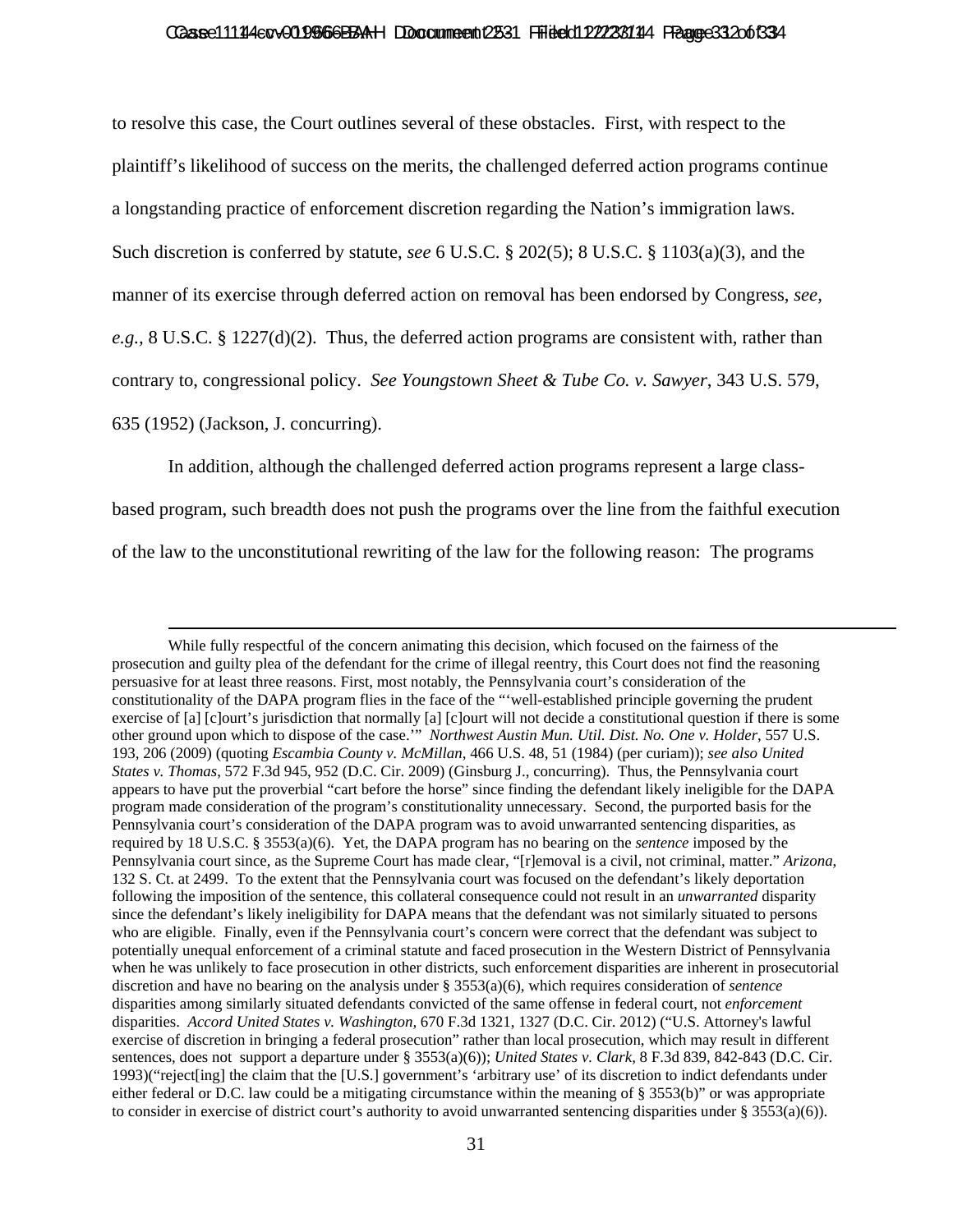to resolve this case, the Court outlines several of these obstacles. First, with respect to the plaintiff's likelihood of success on the merits, the challenged deferred action programs continue a longstanding practice of enforcement discretion regarding the Nation's immigration laws. Such discretion is conferred by statute, *see* 6 U.S.C. § 202(5); 8 U.S.C. § 1103(a)(3), and the manner of its exercise through deferred action on removal has been endorsed by Congress, *see, e.g.*, 8 U.S.C. § 1227(d)(2). Thus, the deferred action programs are consistent with, rather than contrary to, congressional policy. *See Youngstown Sheet & Tube Co. v. Sawyer*, 343 U.S. 579, 635 (1952) (Jackson, J. concurring).

In addition, although the challenged deferred action programs represent a large class-based program, such breadth does not push the programs over the line from the faithful execution of the law to the unconstitutional rewriting of the law for the following reason: The programs

---

While fully respectful of the concern animating this decision, which focused on the fairness of the prosecution and guilty plea of the defendant for the crime of illegal reentry, this Court does not find the reasoning persuasive for at least three reasons. First, most notably, the Pennsylvania court's consideration of the constitutionality of the DAPA program flies in the face of the "'well-established principle governing the prudent exercise of [a] [c]ourt's jurisdiction that normally [a] [c]ourt will not decide a constitutional question if there is some other ground upon which to dispose of the case.'" *Northwest Austin Mun. Util. Dist. No. One v. Holder*, 557 U.S. 193, 206 (2009) (quoting *Escambia County v. McMillan*, 466 U.S. 48, 51 (1984) (per curiam)); *see also United States v. Thomas*, 572 F.3d 945, 952 (D.C. Cir. 2009) (Ginsburg J., concurring). Thus, the Pennsylvania court appears to have put the proverbial "cart before the horse" since finding the defendant likely ineligible for the DAPA program made consideration of the program's constitutionality unnecessary. Second, the purported basis for the Pennsylvania court's consideration of the DAPA program was to avoid unwarranted sentencing disparities, as required by 18 U.S.C. § 3553(a)(6). Yet, the DAPA program has no bearing on the *sentence* imposed by the Pennsylvania court since, as the Supreme Court has made clear, "[r]emoval is a civil, not criminal, matter." *Arizona*, 132 S. Ct. at 2499. To the extent that the Pennsylvania court was focused on the defendant's likely deportation following the imposition of the sentence, this collateral consequence could not result in an *unwarranted* disparity since the defendant's likely ineligibility for DAPA means that the defendant was not similarly situated to persons who are eligible. Finally, even if the Pennsylvania court's concern were correct that the defendant was subject to potentially unequal enforcement of a criminal statute and faced prosecution in the Western District of Pennsylvania when he was unlikely to face prosecution in other districts, such enforcement disparities are inherent in prosecutorial discretion and have no bearing on the analysis under § 3553(a)(6), which requires consideration of *sentence* disparities among similarly situated defendants convicted of the same offense in federal court, not *enforcement* disparities. *Accord United States v. Washington*, 670 F.3d 1321, 1327 (D.C. Cir. 2012) ("U.S. Attorney's lawful exercise of discretion in bringing a federal prosecution" rather than local prosecution, which may result in different sentences, does not support a departure under § 3553(a)(6)); *United States v. Clark*, 8 F.3d 839, 842-843 (D.C. Cir. 1993)("reject[ing] the claim that the [U.S.] government's 'arbitrary use' of its discretion to indict defendants under either federal or D.C. law could be a mitigating circumstance within the meaning of § 3553(b)" or was appropriate to consider in exercise of district court's authority to avoid unwarranted sentencing disparities under § 3553(a)(6)).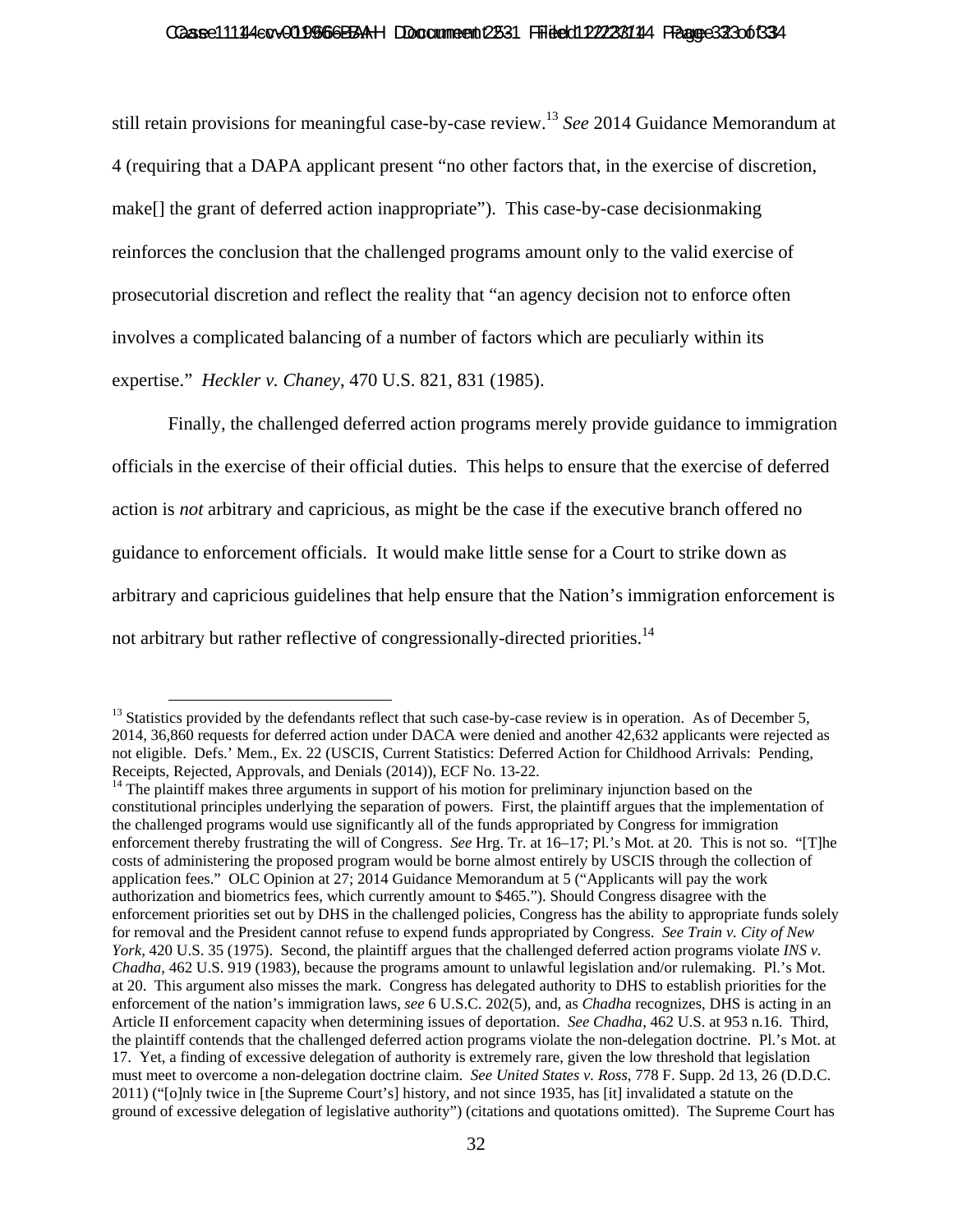still retain provisions for meaningful case-by-case review.[13] *See* 2014 Guidance Memorandum at 4 (requiring that a DAPA applicant present "no other factors that, in the exercise of discretion, make[] the grant of deferred action inappropriate"). This case-by-case decisionmaking reinforces the conclusion that the challenged programs amount only to the valid exercise of prosecutorial discretion and reflect the reality that "an agency decision not to enforce often involves a complicated balancing of a number of factors which are peculiarly within its expertise." *Heckler v. Chaney*, 470 U.S. 821, 831 (1985).

Finally, the challenged deferred action programs merely provide guidance to immigration officials in the exercise of their official duties. This helps to ensure that the exercise of deferred action is *not* arbitrary and capricious, as might be the case if the executive branch offered no guidance to enforcement officials. It would make little sense for a Court to strike down as arbitrary and capricious guidelines that help ensure that the Nation's immigration enforcement is not arbitrary but rather reflective of congressionally-directed priorities.[14]

---

[13] Statistics provided by the defendants reflect that such case-by-case review is in operation. As of December 5, 2014, 36,860 requests for deferred action under DACA were denied and another 42,632 applicants were rejected as not eligible. Defs.' Mem., Ex. 22 (USCIS, Current Statistics: Deferred Action for Childhood Arrivals: Pending, Receipts, Rejected, Approvals, and Denials (2014)), ECF No. 13-22.

[14] The plaintiff makes three arguments in support of his motion for preliminary injunction based on the constitutional principles underlying the separation of powers. First, the plaintiff argues that the implementation of the challenged programs would use significantly all of the funds appropriated by Congress for immigration enforcement thereby frustrating the will of Congress. *See* Hrg. Tr. at 16–17; Pl.'s Mot. at 20. This is not so. "[T]he costs of administering the proposed program would be borne almost entirely by USCIS through the collection of application fees." OLC Opinion at 27; 2014 Guidance Memorandum at 5 ("Applicants will pay the work authorization and biometrics fees, which currently amount to $465."). Should Congress disagree with the enforcement priorities set out by DHS in the challenged policies, Congress has the ability to appropriate funds solely for removal and the President cannot refuse to expend funds appropriated by Congress. *See Train v. City of New York*, 420 U.S. 35 (1975). Second, the plaintiff argues that the challenged deferred action programs violate *INS v. Chadha*, 462 U.S. 919 (1983), because the programs amount to unlawful legislation and/or rulemaking. Pl.'s Mot. at 20. This argument also misses the mark. Congress has delegated authority to DHS to establish priorities for the enforcement of the nation's immigration laws, *see* 6 U.S.C. 202(5), and, as *Chadha* recognizes, DHS is acting in an Article II enforcement capacity when determining issues of deportation. *See Chadha*, 462 U.S. at 953 n.16. Third, the plaintiff contends that the challenged deferred action programs violate the non-delegation doctrine. Pl.'s Mot. at 17. Yet, a finding of excessive delegation of authority is extremely rare, given the low threshold that legislation must meet to overcome a non-delegation doctrine claim. *See United States v. Ross*, 778 F. Supp. 2d 13, 26 (D.D.C. 2011) ("[o]nly twice in [the Supreme Court's] history, and not since 1935, has [it] invalidated a statute on the ground of excessive delegation of legislative authority") (citations and quotations omitted). The Supreme Court has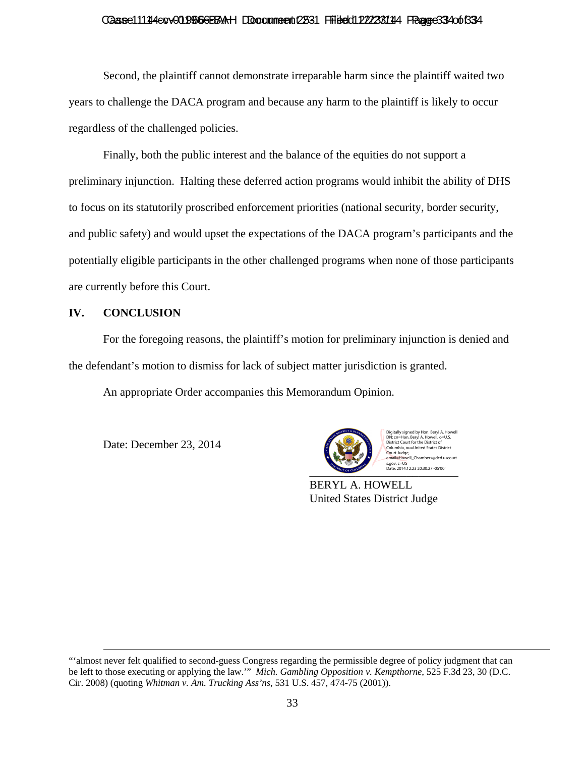Second, the plaintiff cannot demonstrate irreparable harm since the plaintiff waited two years to challenge the DACA program and because any harm to the plaintiff is likely to occur regardless of the challenged policies.

Finally, both the public interest and the balance of the equities do not support a preliminary injunction. Halting these deferred action programs would inhibit the ability of DHS to focus on its statutorily proscribed enforcement priorities (national security, border security, and public safety) and would upset the expectations of the DACA program's participants and the potentially eligible participants in the other challenged programs when none of those participants are currently before this Court.

## IV. CONCLUSION

For the foregoing reasons, the plaintiff's motion for preliminary injunction is denied and the defendant's motion to dismiss for lack of subject matter jurisdiction is granted.

An appropriate Order accompanies this Memorandum Opinion.

Date: December 23, 2014

Digitally signed by Hon. Beryl A. Howell
DN: cn=Hon. Beryl A. Howell, o=U.S. District Court for the District of Columbia, ou=United States District Court Judge, email=Howell_Chambers@dcd.uscourts.gov, c=US
Date: 2014.12.23 20:30:27 -05'00'

BERYL A. HOWELL
United States District Judge

---

"'almost never felt qualified to second-guess Congress regarding the permissible degree of policy judgment that can be left to those executing or applying the law.'" *Mich. Gambling Opposition v. Kempthorne*, 525 F.3d 23, 30 (D.C. Cir. 2008) (quoting *Whitman v. Am. Trucking Ass'ns*, 531 U.S. 457, 474-75 (2001)).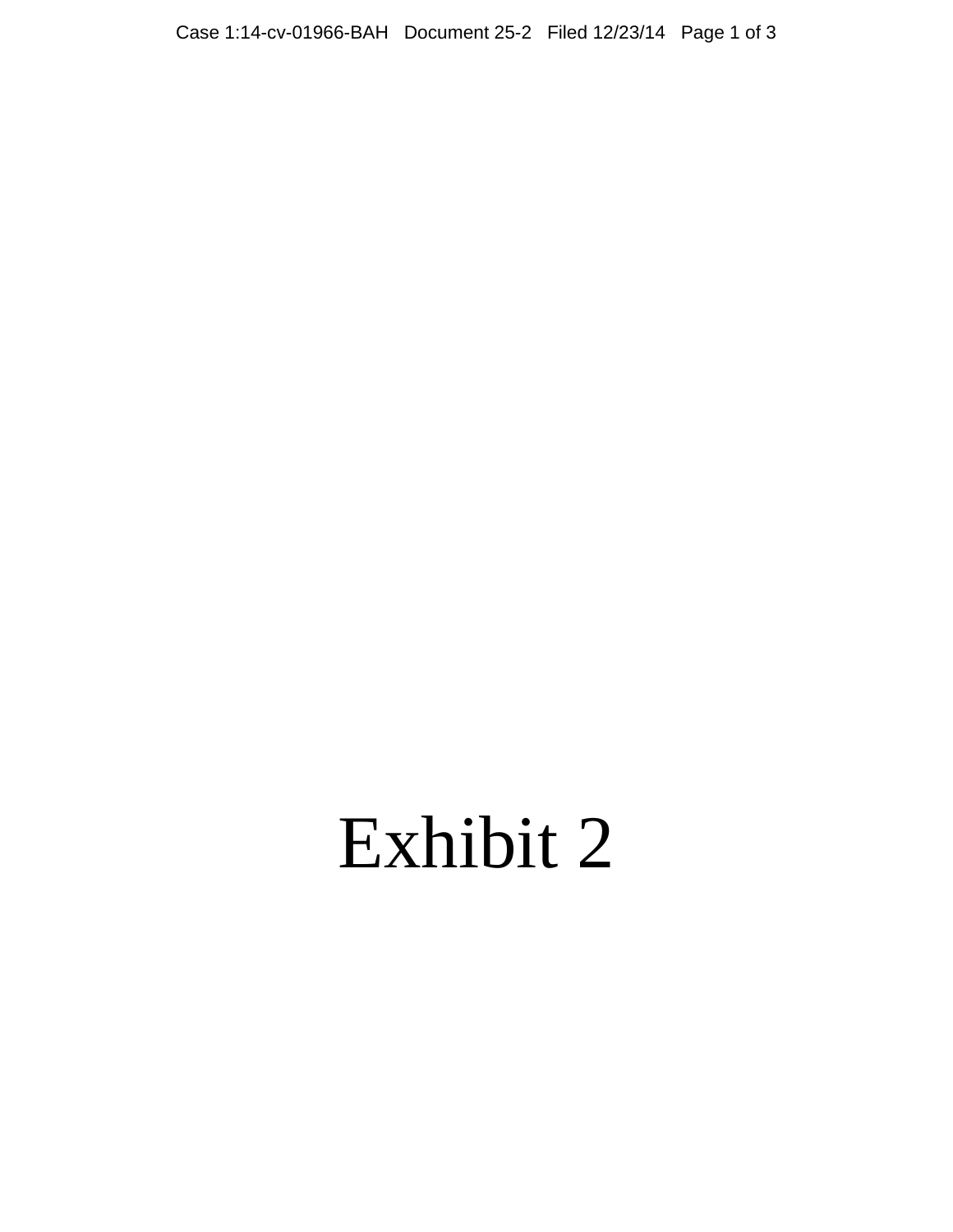# Exhibit 2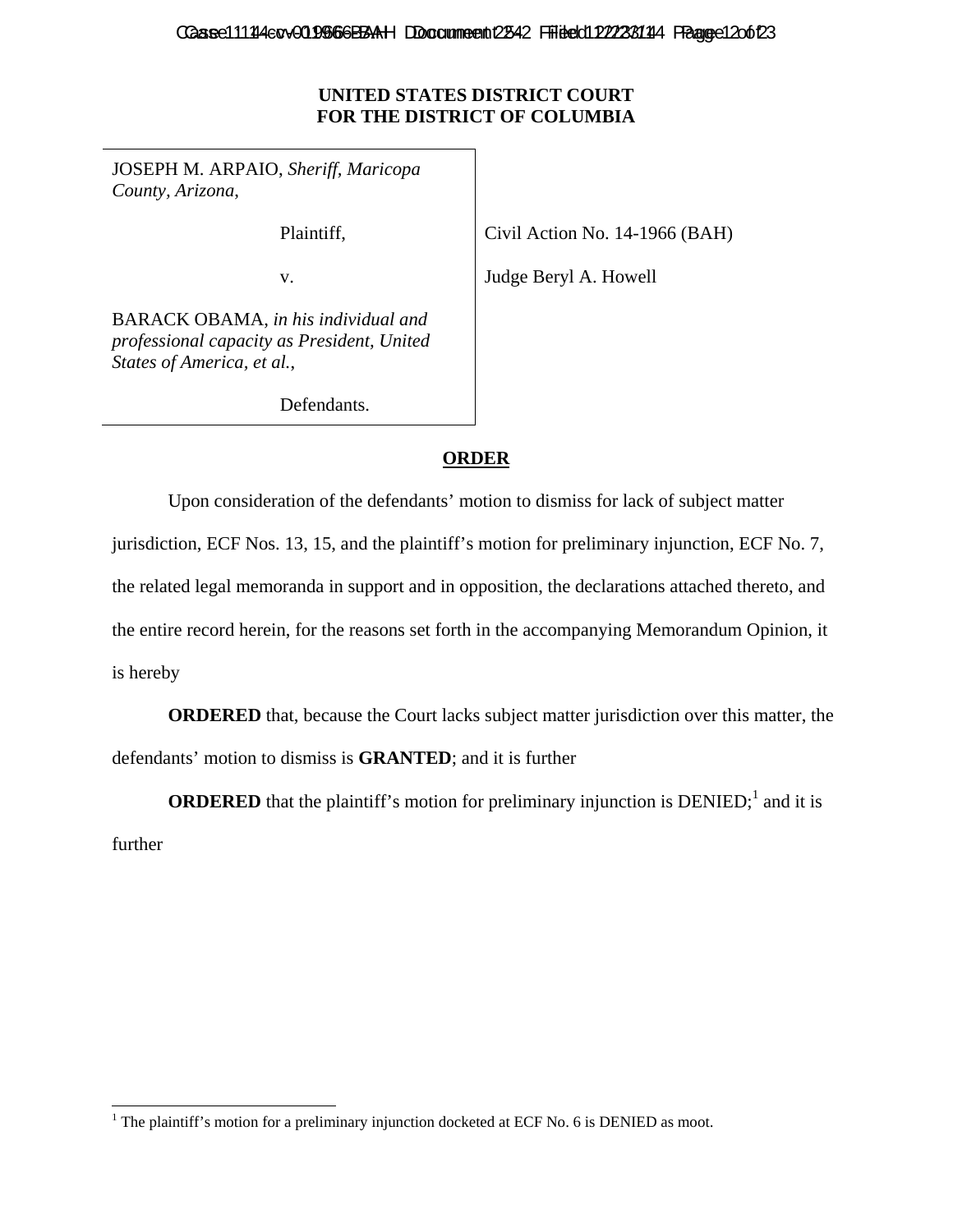**UNITED STATES DISTRICT COURT**
**FOR THE DISTRICT OF COLUMBIA**

| | |
|---|---|
| JOSEPH M. ARPAIO, *Sheriff, Maricopa County, Arizona*, | |
| Plaintiff, | Civil Action No. 14-1966 (BAH) |
| v. | Judge Beryl A. Howell |
| BARACK OBAMA, *in his individual and professional capacity as President, United States of America, et al.*, | |
| Defendants. | |

## ORDER

Upon consideration of the defendants' motion to dismiss for lack of subject matter jurisdiction, ECF Nos. 13, 15, and the plaintiff's motion for preliminary injunction, ECF No. 7, the related legal memoranda in support and in opposition, the declarations attached thereto, and the entire record herein, for the reasons set forth in the accompanying Memorandum Opinion, it is hereby

**ORDERED** that, because the Court lacks subject matter jurisdiction over this matter, the defendants' motion to dismiss is **GRANTED**; and it is further

**ORDERED** that the plaintiff's motion for preliminary injunction is DENIED;[1] and it is further

---

[1] The plaintiff's motion for a preliminary injunction docketed at ECF No. 6 is DENIED as moot.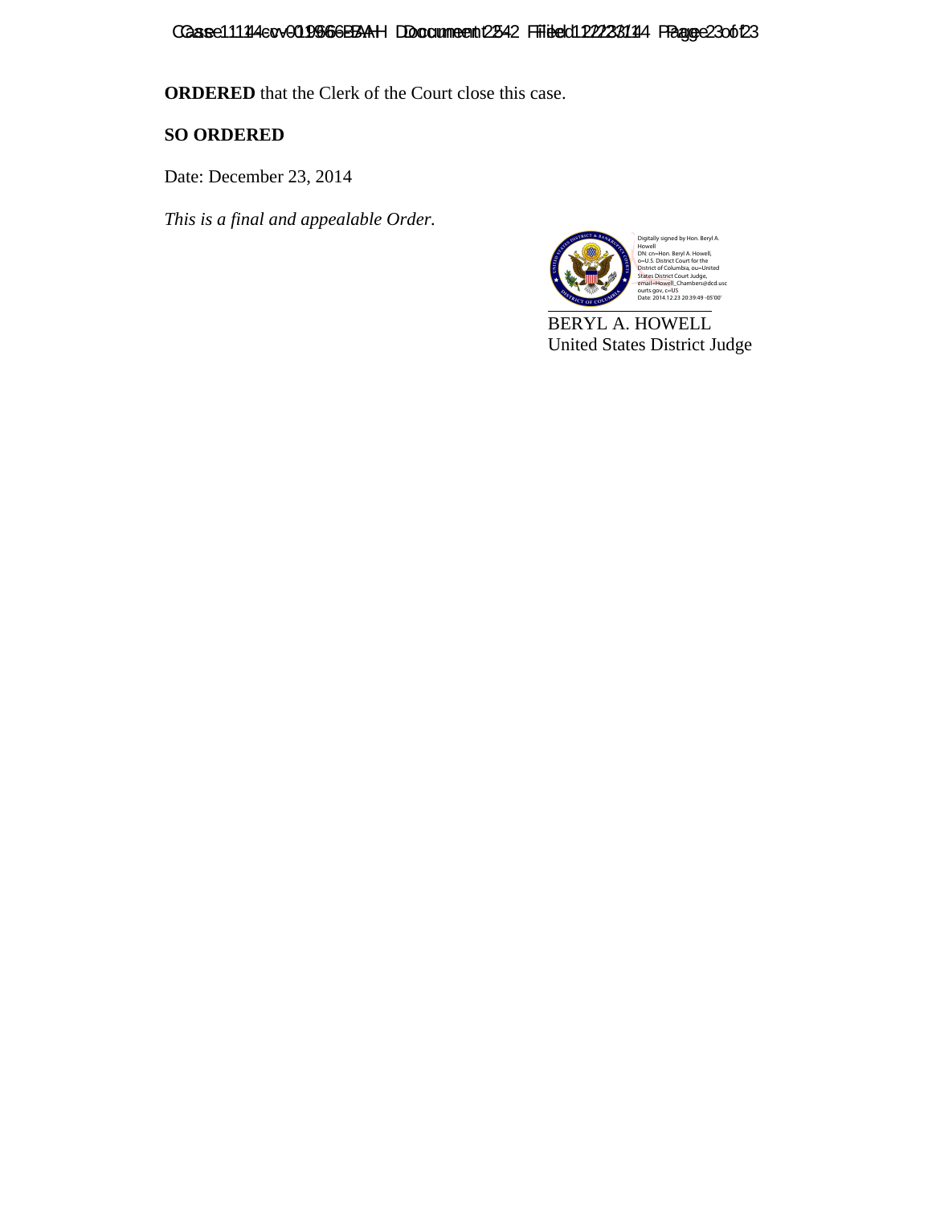**ORDERED** that the Clerk of the Court close this case.

**SO ORDERED**

Date: December 23, 2014

*This is a final and appealable Order.*

Digitally signed by Hon. Beryl A. Howell
DN: cn=Hon. Beryl A. Howell, o=U.S. District Court for the District of Columbia, ou=United States District Court Judge, email=Howell_Chambers@dcd.uscourts.gov, c=US
Date: 2014.12.23 20:39:49 -05'00'

BERYL A. HOWELL
United States District Judge